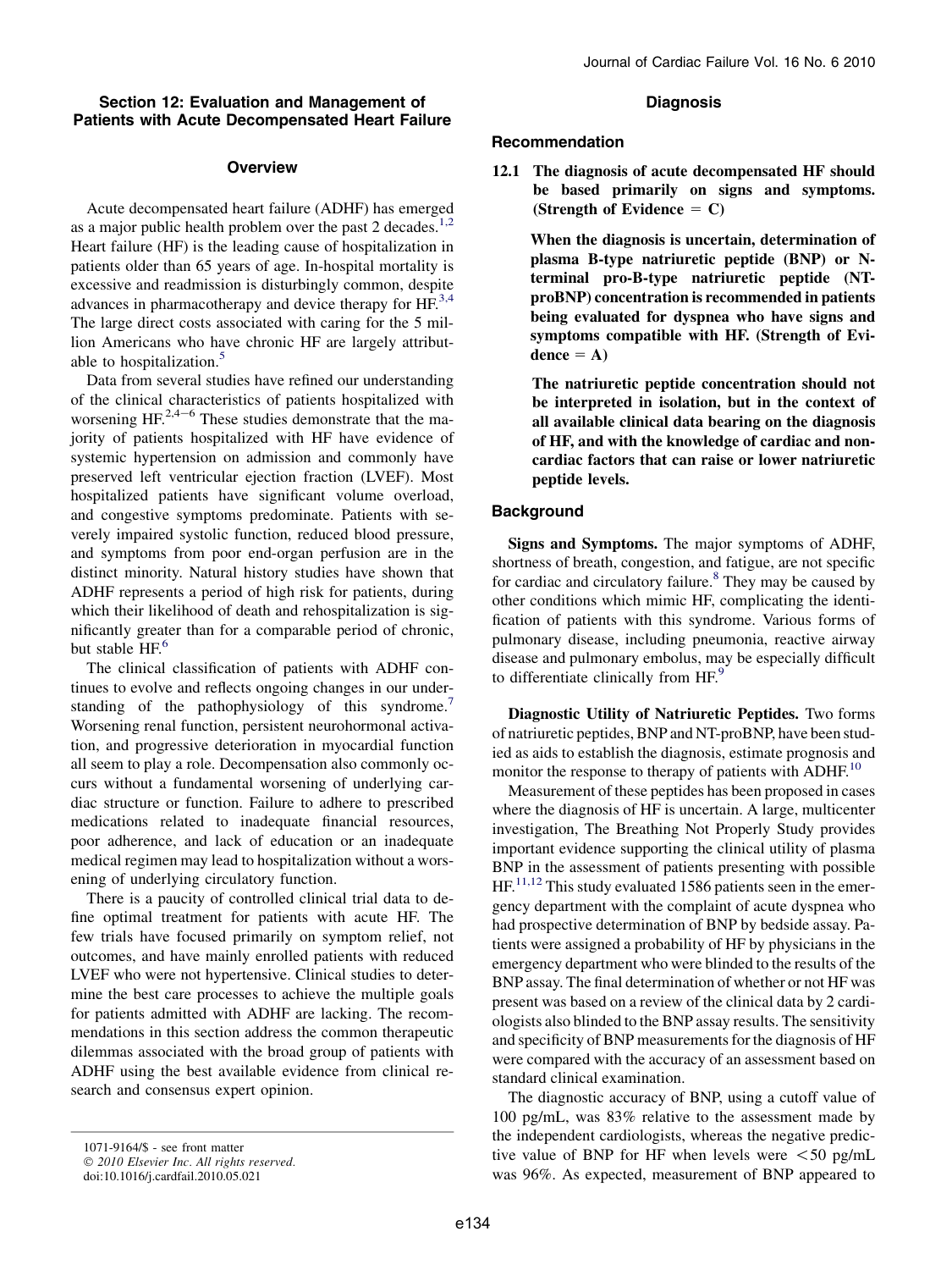## Section 12: Evaluation and Management of Patients with Acute Decompensated Heart Failure

### Overview

Acute decompensated heart failure (ADHF) has emerged as a major public health problem over the past 2 decades.[1,2] Heart failure (HF) is the leading cause of hospitalization in patients older than 65 years of age. In-hospital mortality is excessive and readmission is disturbingly common, despite advances in pharmacotherapy and device therapy for HF.[3,4] The large direct costs associated with caring for the 5 million Americans who have chronic HF are largely attributable to hospitalization.[5]

Data from several studies have refined our understanding of the clinical characteristics of patients hospitalized with worsening HF.[2,4–6] These studies demonstrate that the majority of patients hospitalized with HF have evidence of systemic hypertension on admission and commonly have preserved left ventricular ejection fraction (LVEF). Most hospitalized patients have significant volume overload, and congestive symptoms predominate. Patients with severely impaired systolic function, reduced blood pressure, and symptoms from poor end-organ perfusion are in the distinct minority. Natural history studies have shown that ADHF represents a period of high risk for patients, during which their likelihood of death and rehospitalization is significantly greater than for a comparable period of chronic, but stable HF.[6]

The clinical classification of patients with ADHF continues to evolve and reflects ongoing changes in our understanding of the pathophysiology of this syndrome.[7] Worsening renal function, persistent neurohormonal activation, and progressive deterioration in myocardial function all seem to play a role. Decompensation also commonly occurs without a fundamental worsening of underlying cardiac structure or function. Failure to adhere to prescribed medications related to inadequate financial resources, poor adherence, and lack of education or an inadequate medical regimen may lead to hospitalization without a worsening of underlying circulatory function.

There is a paucity of controlled clinical trial data to define optimal treatment for patients with acute HF. The few trials have focused primarily on symptom relief, not outcomes, and have mainly enrolled patients with reduced LVEF who were not hypertensive. Clinical studies to determine the best care processes to achieve the multiple goals for patients admitted with ADHF are lacking. The recommendations in this section address the common therapeutic dilemmas associated with the broad group of patients with ADHF using the best available evidence from clinical research and consensus expert opinion.

1071-9164/$ - see front matter
© 2010 Elsevier Inc. All rights reserved.
doi:10.1016/j.cardfail.2010.05.021

### Diagnosis

#### Recommendation

**12.1 The diagnosis of acute decompensated HF should be based primarily on signs and symptoms. (Strength of Evidence = C)**

**When the diagnosis is uncertain, determination of plasma B-type natriuretic peptide (BNP) or N-terminal pro-B-type natriuretic peptide (NT-proBNP) concentration is recommended in patients being evaluated for dyspnea who have signs and symptoms compatible with HF. (Strength of Evidence = A)**

**The natriuretic peptide concentration should not be interpreted in isolation, but in the context of all available clinical data bearing on the diagnosis of HF, and with the knowledge of cardiac and non-cardiac factors that can raise or lower natriuretic peptide levels.**

#### Background

**Signs and Symptoms.** The major symptoms of ADHF, shortness of breath, congestion, and fatigue, are not specific for cardiac and circulatory failure.[8] They may be caused by other conditions which mimic HF, complicating the identification of patients with this syndrome. Various forms of pulmonary disease, including pneumonia, reactive airway disease and pulmonary embolus, may be especially difficult to differentiate clinically from HF.[9]

**Diagnostic Utility of Natriuretic Peptides.** Two forms of natriuretic peptides, BNP and NT-proBNP, have been studied as aids to establish the diagnosis, estimate prognosis and monitor the response to therapy of patients with ADHF.[10]

Measurement of these peptides has been proposed in cases where the diagnosis of HF is uncertain. A large, multicenter investigation, The Breathing Not Properly Study provides important evidence supporting the clinical utility of plasma BNP in the assessment of patients presenting with possible HF.[11,12] This study evaluated 1586 patients seen in the emergency department with the complaint of acute dyspnea who had prospective determination of BNP by bedside assay. Patients were assigned a probability of HF by physicians in the emergency department who were blinded to the results of the BNP assay. The final determination of whether or not HF was present was based on a review of the clinical data by 2 cardiologists also blinded to the BNP assay results. The sensitivity and specificity of BNP measurements for the diagnosis of HF were compared with the accuracy of an assessment based on standard clinical examination.

The diagnostic accuracy of BNP, using a cutoff value of 100 pg/mL, was 83% relative to the assessment made by the independent cardiologists, whereas the negative predictive value of BNP for HF when levels were <50 pg/mL was 96%. As expected, measurement of BNP appeared to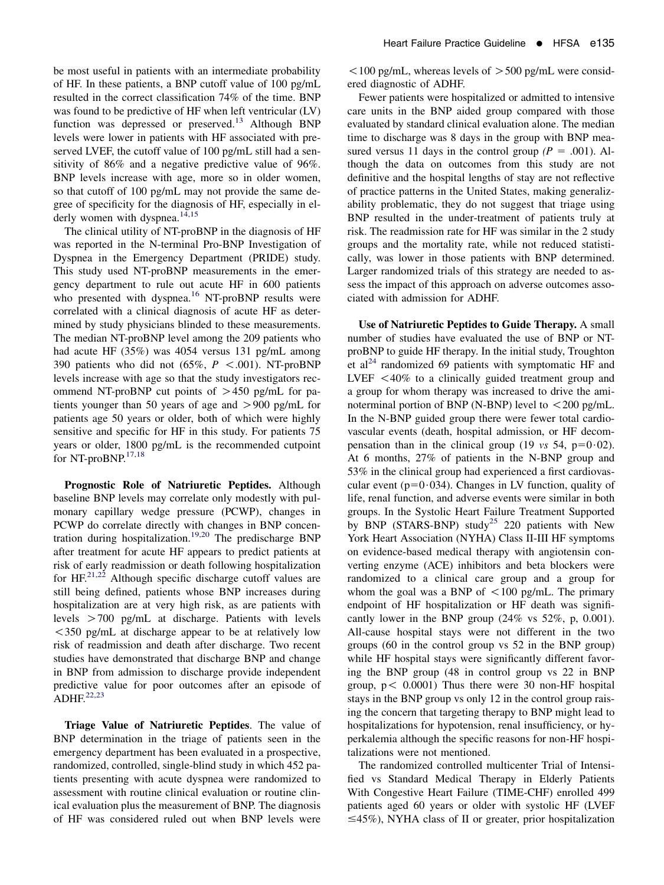be most useful in patients with an intermediate probability of HF. In these patients, a BNP cutoff value of 100 pg/mL resulted in the correct classification 74% of the time. BNP was found to be predictive of HF when left ventricular (LV) function was depressed or preserved.[13] Although BNP levels were lower in patients with HF associated with preserved LVEF, the cutoff value of 100 pg/mL still had a sensitivity of 86% and a negative predictive value of 96%. BNP levels increase with age, more so in older women, so that cutoff of 100 pg/mL may not provide the same degree of specificity for the diagnosis of HF, especially in elderly women with dyspnea.[14,15]

The clinical utility of NT-proBNP in the diagnosis of HF was reported in the N-terminal Pro-BNP Investigation of Dyspnea in the Emergency Department (PRIDE) study. This study used NT-proBNP measurements in the emergency department to rule out acute HF in 600 patients who presented with dyspnea.[16] NT-proBNP results were correlated with a clinical diagnosis of acute HF as determined by study physicians blinded to these measurements. The median NT-proBNP level among the 209 patients who had acute HF (35%) was 4054 versus 131 pg/mL among 390 patients who did not (65%, $P < .001$). NT-proBNP levels increase with age so that the study investigators recommend NT-proBNP cut points of >450 pg/mL for patients younger than 50 years of age and >900 pg/mL for patients age 50 years or older, both of which were highly sensitive and specific for HF in this study. For patients 75 years or older, 1800 pg/mL is the recommended cutpoint for NT-proBNP.[17,18]

**Prognostic Role of Natriuretic Peptides.** Although baseline BNP levels may correlate only modestly with pulmonary capillary wedge pressure (PCWP), changes in PCWP do correlate directly with changes in BNP concentration during hospitalization.[19,20] The predischarge BNP after treatment for acute HF appears to predict patients at risk of early readmission or death following hospitalization for HF.[21,22] Although specific discharge cutoff values are still being defined, patients whose BNP increases during hospitalization are at very high risk, as are patients with levels >700 pg/mL at discharge. Patients with levels <350 pg/mL at discharge appear to be at relatively low risk of readmission and death after discharge. Two recent studies have demonstrated that discharge BNP and change in BNP from admission to discharge provide independent predictive value for poor outcomes after an episode of ADHF.[22,23]

**Triage Value of Natriuretic Peptides**. The value of BNP determination in the triage of patients seen in the emergency department has been evaluated in a prospective, randomized, controlled, single-blind study in which 452 patients presenting with acute dyspnea were randomized to assessment with routine clinical evaluation or routine clinical evaluation plus the measurement of BNP. The diagnosis of HF was considered ruled out when BNP levels were <100 pg/mL, whereas levels of >500 pg/mL were considered diagnostic of ADHF.

Fewer patients were hospitalized or admitted to intensive care units in the BNP aided group compared with those evaluated by standard clinical evaluation alone. The median time to discharge was 8 days in the group with BNP measured versus 11 days in the control group *($P = .001$)*. Although the data on outcomes from this study are not definitive and the hospital lengths of stay are not reflective of practice patterns in the United States, making generalizability problematic, they do not suggest that triage using BNP resulted in the under-treatment of patients truly at risk. The readmission rate for HF was similar in the 2 study groups and the mortality rate, while not reduced statistically, was lower in those patients with BNP determined. Larger randomized trials of this strategy are needed to assess the impact of this approach on adverse outcomes associated with admission for ADHF.

**Use of Natriuretic Peptides to Guide Therapy.** A small number of studies have evaluated the use of BNP or NT-proBNP to guide HF therapy. In the initial study, Troughton et al[24] randomized 69 patients with symptomatic HF and LVEF <40% to a clinically guided treatment group and a group for whom therapy was increased to drive the aminoterminal portion of BNP (N-BNP) level to <200 pg/mL. In the N-BNP guided group there were fewer total cardiovascular events (death, hospital admission, or HF decompensation than in the clinical group (19 *vs* 54, p=0·02). At 6 months, 27% of patients in the N-BNP group and 53% in the clinical group had experienced a first cardiovascular event (p=0·034). Changes in LV function, quality of life, renal function, and adverse events were similar in both groups. In the Systolic Heart Failure Treatment Supported by BNP (STARS-BNP) study[25] 220 patients with New York Heart Association (NYHA) Class II-III HF symptoms on evidence-based medical therapy with angiotensin converting enzyme (ACE) inhibitors and beta blockers were randomized to a clinical care group and a group for whom the goal was a BNP of <100 pg/mL. The primary endpoint of HF hospitalization or HF death was significantly lower in the BNP group (24% vs 52%, p, 0.001). All-cause hospital stays were not different in the two groups (60 in the control group vs 52 in the BNP group) while HF hospital stays were significantly different favoring the BNP group (48 in control group vs 22 in BNP group, $p < 0.0001$) Thus there were 30 non-HF hospital stays in the BNP group vs only 12 in the control group raising the concern that targeting therapy to BNP might lead to hospitalizations for hypotension, renal insufficiency, or hyperkalemia although the specific reasons for non-HF hospitalizations were not mentioned.

The randomized controlled multicenter Trial of Intensified vs Standard Medical Therapy in Elderly Patients With Congestive Heart Failure (TIME-CHF) enrolled 499 patients aged 60 years or older with systolic HF (LVEF ≤45%), NYHA class of II or greater, prior hospitalization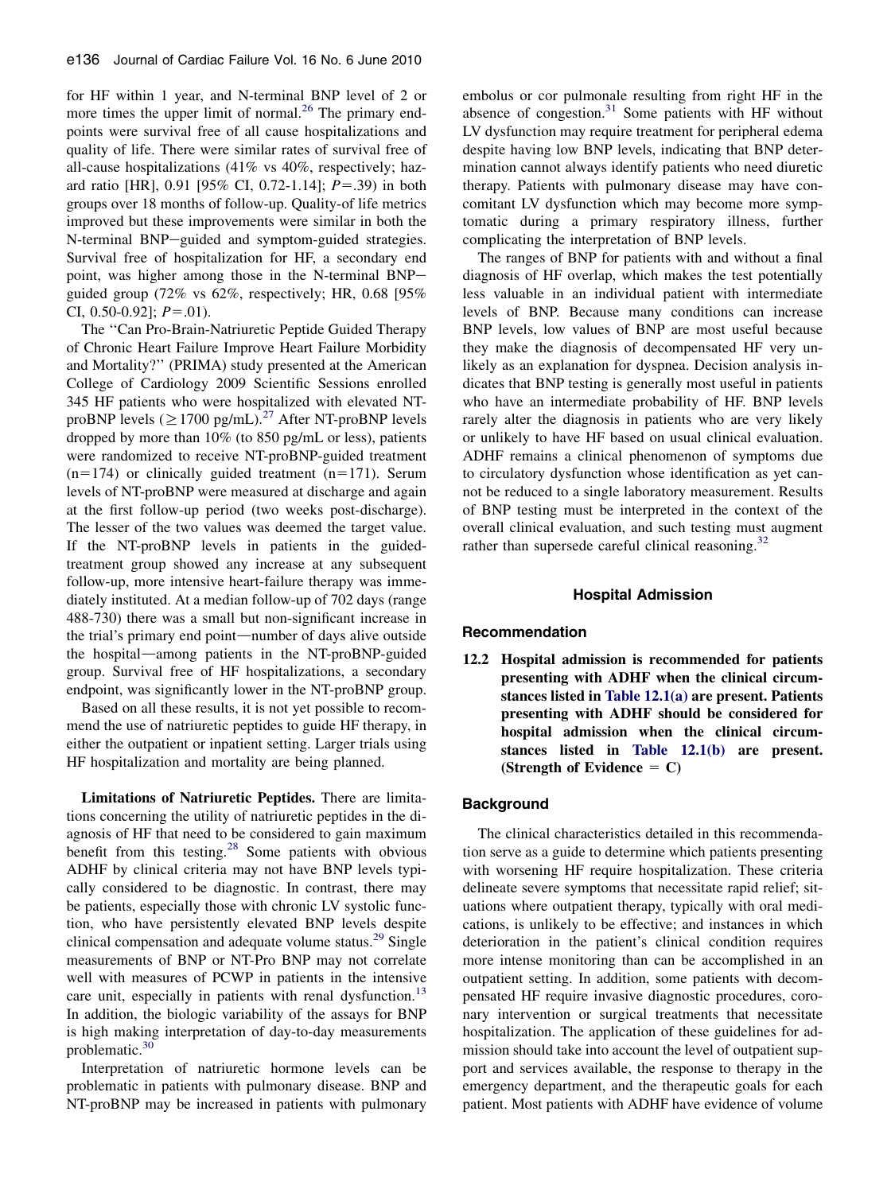for HF within 1 year, and N-terminal BNP level of 2 or more times the upper limit of normal.[26] The primary endpoints were survival free of all cause hospitalizations and quality of life. There were similar rates of survival free of all-cause hospitalizations (41% vs 40%, respectively; hazard ratio [HR], 0.91 [95% CI, 0.72-1.14]; $P$=.39) in both groups over 18 months of follow-up. Quality-of life metrics improved but these improvements were similar in both the N-terminal BNP—guided and symptom-guided strategies. Survival free of hospitalization for HF, a secondary end point, was higher among those in the N-terminal BNP—guided group (72% vs 62%, respectively; HR, 0.68 [95% CI, 0.50-0.92]; $P$=.01).

The "Can Pro-Brain-Natriuretic Peptide Guided Therapy of Chronic Heart Failure Improve Heart Failure Morbidity and Mortality?" (PRIMA) study presented at the American College of Cardiology 2009 Scientific Sessions enrolled 345 HF patients who were hospitalized with elevated NT-proBNP levels ($\geq$1700 pg/mL).[27] After NT-proBNP levels dropped by more than 10% (to 850 pg/mL or less), patients were randomized to receive NT-proBNP-guided treatment (n=174) or clinically guided treatment (n=171). Serum levels of NT-proBNP were measured at discharge and again at the first follow-up period (two weeks post-discharge). The lesser of the two values was deemed the target value. If the NT-proBNP levels in patients in the guided-treatment group showed any increase at any subsequent follow-up, more intensive heart-failure therapy was immediately instituted. At a median follow-up of 702 days (range 488-730) there was a small but non-significant increase in the trial's primary end point—number of days alive outside the hospital—among patients in the NT-proBNP-guided group. Survival free of HF hospitalizations, a secondary endpoint, was significantly lower in the NT-proBNP group.

Based on all these results, it is not yet possible to recommend the use of natriuretic peptides to guide HF therapy, in either the outpatient or inpatient setting. Larger trials using HF hospitalization and mortality are being planned.

**Limitations of Natriuretic Peptides.** There are limitations concerning the utility of natriuretic peptides in the diagnosis of HF that need to be considered to gain maximum benefit from this testing.[28] Some patients with obvious ADHF by clinical criteria may not have BNP levels typically considered to be diagnostic. In contrast, there may be patients, especially those with chronic LV systolic function, who have persistently elevated BNP levels despite clinical compensation and adequate volume status.[29] Single measurements of BNP or NT-Pro BNP may not correlate well with measures of PCWP in patients in the intensive care unit, especially in patients with renal dysfunction.[13] In addition, the biologic variability of the assays for BNP is high making interpretation of day-to-day measurements problematic.[30]

Interpretation of natriuretic hormone levels can be problematic in patients with pulmonary disease. BNP and NT-proBNP may be increased in patients with pulmonary embolus or cor pulmonale resulting from right HF in the absence of congestion.[31] Some patients with HF without LV dysfunction may require treatment for peripheral edema despite having low BNP levels, indicating that BNP determination cannot always identify patients who need diuretic therapy. Patients with pulmonary disease may have concomitant LV dysfunction which may become more symptomatic during a primary respiratory illness, further complicating the interpretation of BNP levels.

The ranges of BNP for patients with and without a final diagnosis of HF overlap, which makes the test potentially less valuable in an individual patient with intermediate levels of BNP. Because many conditions can increase BNP levels, low values of BNP are most useful because they make the diagnosis of decompensated HF very unlikely as an explanation for dyspnea. Decision analysis indicates that BNP testing is generally most useful in patients who have an intermediate probability of HF. BNP levels rarely alter the diagnosis in patients who are very likely or unlikely to have HF based on usual clinical evaluation. ADHF remains a clinical phenomenon of symptoms due to circulatory dysfunction whose identification as yet cannot be reduced to a single laboratory measurement. Results of BNP testing must be interpreted in the context of the overall clinical evaluation, and such testing must augment rather than supersede careful clinical reasoning.[32]

## Hospital Admission

### Recommendation

**12.2 Hospital admission is recommended for patients presenting with ADHF when the clinical circumstances listed in Table 12.1(a) are present. Patients presenting with ADHF should be considered for hospital admission when the clinical circumstances listed in Table 12.1(b) are present. (Strength of Evidence = C)**

### Background

The clinical characteristics detailed in this recommendation serve as a guide to determine which patients presenting with worsening HF require hospitalization. These criteria delineate severe symptoms that necessitate rapid relief; situations where outpatient therapy, typically with oral medications, is unlikely to be effective; and instances in which deterioration in the patient's clinical condition requires more intense monitoring than can be accomplished in an outpatient setting. In addition, some patients with decompensated HF require invasive diagnostic procedures, coronary intervention or surgical treatments that necessitate hospitalization. The application of these guidelines for admission should take into account the level of outpatient support and services available, the response to therapy in the emergency department, and the therapeutic goals for each patient. Most patients with ADHF have evidence of volume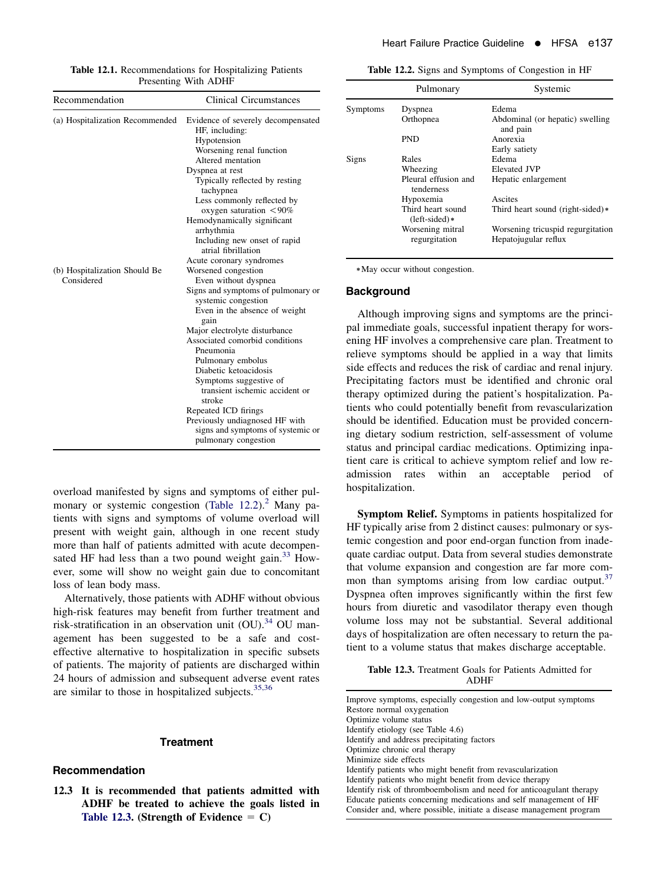**Table 12.1.** Recommendations for Hospitalizing Patients Presenting With ADHF

| Recommendation | Clinical Circumstances |
|---|---|
| (a) Hospitalization Recommended | Evidence of severely decompensated HF, including: |
| | Hypotension |
| | Worsening renal function |
| | Altered mentation |
| | Dyspnea at rest |
| | Typically reflected by resting tachypnea |
| | Less commonly reflected by oxygen saturation <90% |
| | Hemodynamically significant arrhythmia |
| | Including new onset of rapid atrial fibrillation |
| | Acute coronary syndromes |
| (b) Hospitalization Should Be Considered | Worsened congestion |
| | Even without dyspnea |
| | Signs and symptoms of pulmonary or systemic congestion |
| | Even in the absence of weight gain |
| | Major electrolyte disturbance |
| | Associated comorbid conditions |
| | Pneumonia |
| | Pulmonary embolus |
| | Diabetic ketoacidosis |
| | Symptoms suggestive of transient ischemic accident or stroke |
| | Repeated ICD firings |
| | Previously undiagnosed HF with signs and symptoms of systemic or pulmonary congestion |

overload manifested by signs and symptoms of either pulmonary or systemic congestion (Table 12.2).[2] Many patients with signs and symptoms of volume overload will present with weight gain, although in one recent study more than half of patients admitted with acute decompensated HF had less than a two pound weight gain.[33] However, some will show no weight gain due to concomitant loss of lean body mass.

Alternatively, those patients with ADHF without obvious high-risk features may benefit from further treatment and risk-stratification in an observation unit (OU).[34] OU management has been suggested to be a safe and cost-effective alternative to hospitalization in specific subsets of patients. The majority of patients are discharged within 24 hours of admission and subsequent adverse event rates are similar to those in hospitalized subjects.[35,36]

## Treatment

### Recommendation

**12.3 It is recommended that patients admitted with ADHF be treated to achieve the goals listed in Table 12.3. (Strength of Evidence = C)**

**Table 12.2.** Signs and Symptoms of Congestion in HF

| | Pulmonary | Systemic |
|---|---|---|
| Symptoms | Dyspnea | Edema |
| | Orthopnea | Abdominal (or hepatic) swelling and pain |
| | PND | Anorexia |
| | | Early satiety |
| Signs | Rales | Edema |
| | Wheezing | Elevated JVP |
| | Pleural effusion and tenderness | Hepatic enlargement |
| | Hypoxemia | Ascites |
| | Third heart sound (left-sided)* | Third heart sound (right-sided)* |
| | Worsening mitral regurgitation | Worsening tricuspid regurgitation |
| | | Hepatojugular reflux |

*May occur without congestion.

## Background

Although improving signs and symptoms are the principal immediate goals, successful inpatient therapy for worsening HF involves a comprehensive care plan. Treatment to relieve symptoms should be applied in a way that limits side effects and reduces the risk of cardiac and renal injury. Precipitating factors must be identified and chronic oral therapy optimized during the patient's hospitalization. Patients who could potentially benefit from revascularization should be identified. Education must be provided concerning dietary sodium restriction, self-assessment of volume status and principal cardiac medications. Optimizing inpatient care is critical to achieve symptom relief and low readmission rates within an acceptable period of hospitalization.

**Symptom Relief.** Symptoms in patients hospitalized for HF typically arise from 2 distinct causes: pulmonary or systemic congestion and poor end-organ function from inadequate cardiac output. Data from several studies demonstrate that volume expansion and congestion are far more common than symptoms arising from low cardiac output.[37] Dyspnea often improves significantly within the first few hours from diuretic and vasodilator therapy even though volume loss may not be substantial. Several additional days of hospitalization are often necessary to return the patient to a volume status that makes discharge acceptable.

**Table 12.3.** Treatment Goals for Patients Admitted for ADHF

| |
|---|
| Improve symptoms, especially congestion and low-output symptoms |
| Restore normal oxygenation |
| Optimize volume status |
| Identify etiology (see Table 4.6) |
| Identify and address precipitating factors |
| Optimize chronic oral therapy |
| Minimize side effects |
| Identify patients who might benefit from revascularization |
| Identify patients who might benefit from device therapy |
| Identify risk of thromboembolism and need for anticoagulant therapy |
| Educate patients concerning medications and self management of HF |
| Consider and, where possible, initiate a disease management program |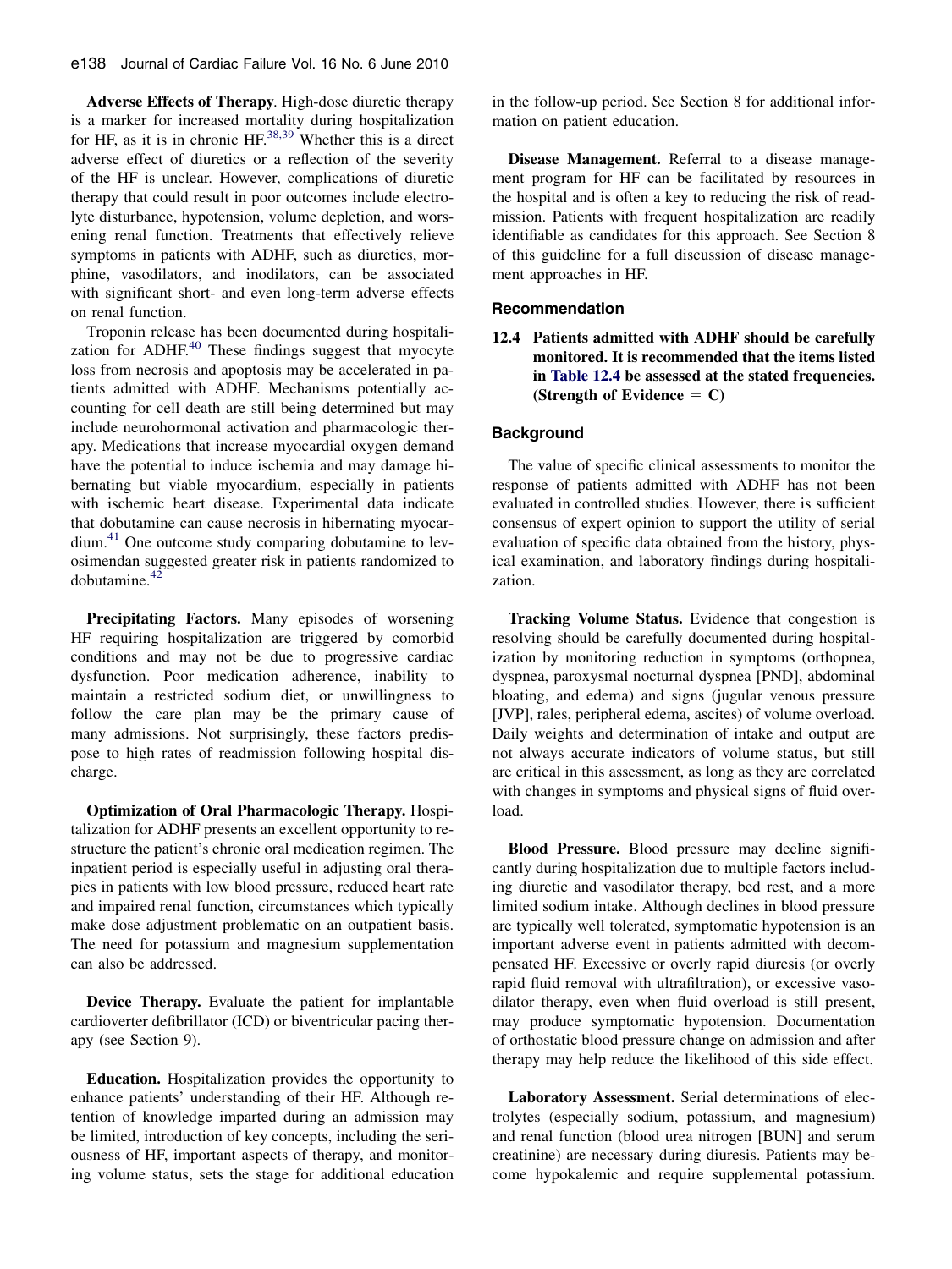**Adverse Effects of Therapy**. High-dose diuretic therapy is a marker for increased mortality during hospitalization for HF, as it is in chronic HF.[38,39] Whether this is a direct adverse effect of diuretics or a reflection of the severity of the HF is unclear. However, complications of diuretic therapy that could result in poor outcomes include electrolyte disturbance, hypotension, volume depletion, and worsening renal function. Treatments that effectively relieve symptoms in patients with ADHF, such as diuretics, morphine, vasodilators, and inodilators, can be associated with significant short- and even long-term adverse effects on renal function.

Troponin release has been documented during hospitalization for ADHF.[40] These findings suggest that myocyte loss from necrosis and apoptosis may be accelerated in patients admitted with ADHF. Mechanisms potentially accounting for cell death are still being determined but may include neurohormonal activation and pharmacologic therapy. Medications that increase myocardial oxygen demand have the potential to induce ischemia and may damage hibernating but viable myocardium, especially in patients with ischemic heart disease. Experimental data indicate that dobutamine can cause necrosis in hibernating myocardium.[41] One outcome study comparing dobutamine to levosimendan suggested greater risk in patients randomized to dobutamine.[42]

**Precipitating Factors.** Many episodes of worsening HF requiring hospitalization are triggered by comorbid conditions and may not be due to progressive cardiac dysfunction. Poor medication adherence, inability to maintain a restricted sodium diet, or unwillingness to follow the care plan may be the primary cause of many admissions. Not surprisingly, these factors predispose to high rates of readmission following hospital discharge.

**Optimization of Oral Pharmacologic Therapy.** Hospitalization for ADHF presents an excellent opportunity to restructure the patient's chronic oral medication regimen. The inpatient period is especially useful in adjusting oral therapies in patients with low blood pressure, reduced heart rate and impaired renal function, circumstances which typically make dose adjustment problematic on an outpatient basis. The need for potassium and magnesium supplementation can also be addressed.

**Device Therapy.** Evaluate the patient for implantable cardioverter defibrillator (ICD) or biventricular pacing therapy (see Section 9).

**Education.** Hospitalization provides the opportunity to enhance patients' understanding of their HF. Although retention of knowledge imparted during an admission may be limited, introduction of key concepts, including the seriousness of HF, important aspects of therapy, and monitoring volume status, sets the stage for additional education in the follow-up period. See Section 8 for additional information on patient education.

**Disease Management.** Referral to a disease management program for HF can be facilitated by resources in the hospital and is often a key to reducing the risk of readmission. Patients with frequent hospitalization are readily identifiable as candidates for this approach. See Section 8 of this guideline for a full discussion of disease management approaches in HF.

### Recommendation

**12.4 Patients admitted with ADHF should be carefully monitored. It is recommended that the items listed in Table 12.4 be assessed at the stated frequencies. (Strength of Evidence = C)**

### Background

The value of specific clinical assessments to monitor the response of patients admitted with ADHF has not been evaluated in controlled studies. However, there is sufficient consensus of expert opinion to support the utility of serial evaluation of specific data obtained from the history, physical examination, and laboratory findings during hospitalization.

**Tracking Volume Status.** Evidence that congestion is resolving should be carefully documented during hospitalization by monitoring reduction in symptoms (orthopnea, dyspnea, paroxysmal nocturnal dyspnea [PND], abdominal bloating, and edema) and signs (jugular venous pressure [JVP], rales, peripheral edema, ascites) of volume overload. Daily weights and determination of intake and output are not always accurate indicators of volume status, but still are critical in this assessment, as long as they are correlated with changes in symptoms and physical signs of fluid overload.

**Blood Pressure.** Blood pressure may decline significantly during hospitalization due to multiple factors including diuretic and vasodilator therapy, bed rest, and a more limited sodium intake. Although declines in blood pressure are typically well tolerated, symptomatic hypotension is an important adverse event in patients admitted with decompensated HF. Excessive or overly rapid diuresis (or overly rapid fluid removal with ultrafiltration), or excessive vasodilator therapy, even when fluid overload is still present, may produce symptomatic hypotension. Documentation of orthostatic blood pressure change on admission and after therapy may help reduce the likelihood of this side effect.

**Laboratory Assessment.** Serial determinations of electrolytes (especially sodium, potassium, and magnesium) and renal function (blood urea nitrogen [BUN] and serum creatinine) are necessary during diuresis. Patients may become hypokalemic and require supplemental potassium.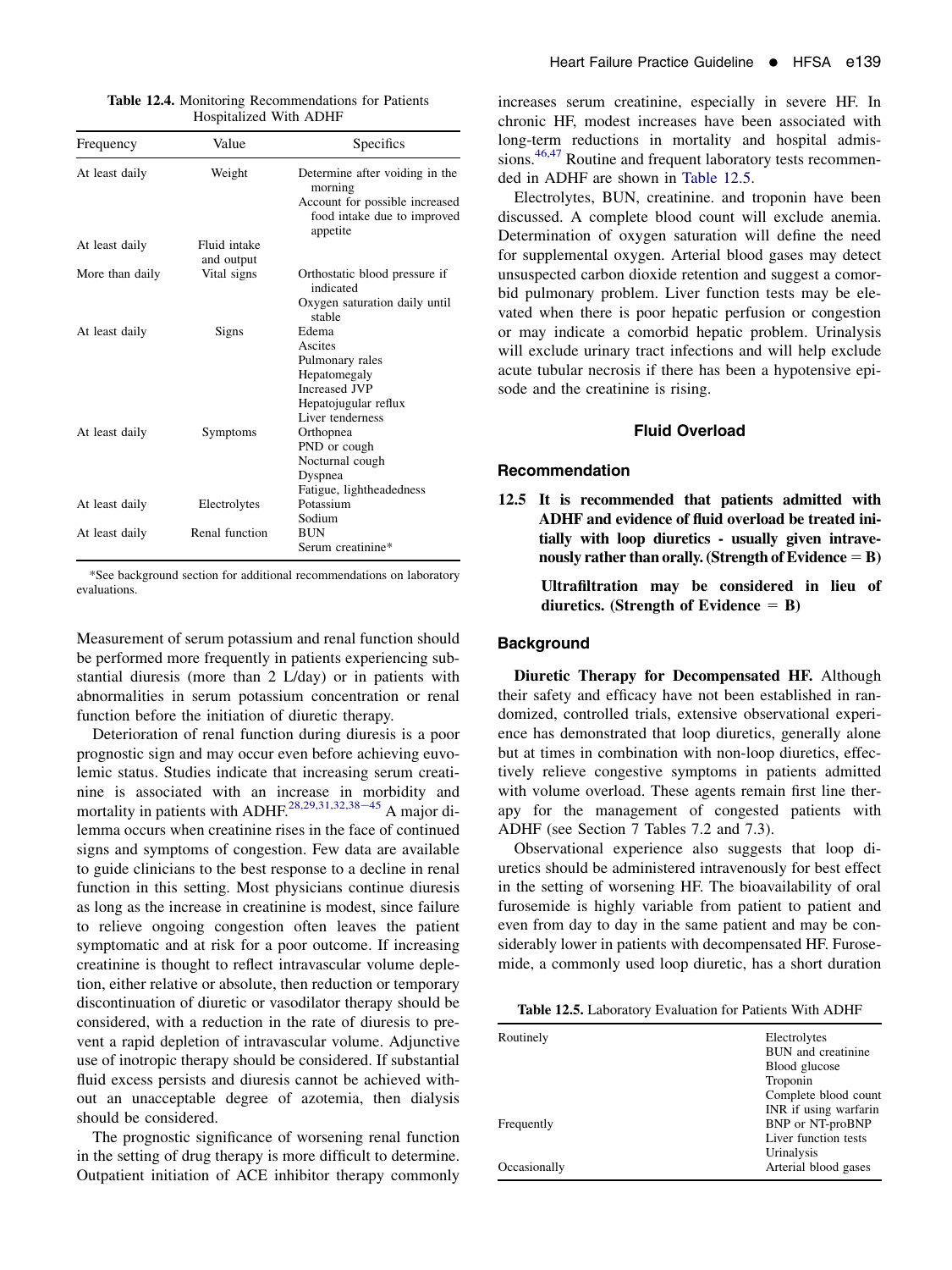**Table 12.4.** Monitoring Recommendations for Patients Hospitalized With ADHF

| Frequency | Value | Specifics |
|---|---|---|
| At least daily | Weight | Determine after voiding in the morning<br>Account for possible increased food intake due to improved appetite |
| At least daily | Fluid intake and output | |
| More than daily | Vital signs | Orthostatic blood pressure if indicated<br>Oxygen saturation daily until stable |
| At least daily | Signs | Edema<br>Ascites<br>Pulmonary rales<br>Hepatomegaly<br>Increased JVP<br>Hepatojugular reflux<br>Liver tenderness |
| At least daily | Symptoms | Orthopnea<br>PND or cough<br>Nocturnal cough<br>Dyspnea<br>Fatigue, lightheadedness |
| At least daily | Electrolytes | Potassium<br>Sodium |
| At least daily | Renal function | BUN<br>Serum creatinine* |

*See background section for additional recommendations on laboratory evaluations.

Measurement of serum potassium and renal function should be performed more frequently in patients experiencing substantial diuresis (more than 2 L/day) or in patients with abnormalities in serum potassium concentration or renal function before the initiation of diuretic therapy.

Deterioration of renal function during diuresis is a poor prognostic sign and may occur even before achieving euvolemic status. Studies indicate that increasing serum creatinine is associated with an increase in morbidity and mortality in patients with ADHF.[28,29,31,32,38–45] A major dilemma occurs when creatinine rises in the face of continued signs and symptoms of congestion. Few data are available to guide clinicians to the best response to a decline in renal function in this setting. Most physicians continue diuresis as long as the increase in creatinine is modest, since failure to relieve ongoing congestion often leaves the patient symptomatic and at risk for a poor outcome. If increasing creatinine is thought to reflect intravascular volume depletion, either relative or absolute, then reduction or temporary discontinuation of diuretic or vasodilator therapy should be considered, with a reduction in the rate of diuresis to prevent a rapid depletion of intravascular volume. Adjunctive use of inotropic therapy should be considered. If substantial fluid excess persists and diuresis cannot be achieved without an unacceptable degree of azotemia, then dialysis should be considered.

The prognostic significance of worsening renal function in the setting of drug therapy is more difficult to determine. Outpatient initiation of ACE inhibitor therapy commonly increases serum creatinine, especially in severe HF. In chronic HF, modest increases have been associated with long-term reductions in mortality and hospital admissions.[46,47] Routine and frequent laboratory tests recommended in ADHF are shown in Table 12.5.

Electrolytes, BUN, creatinine. and troponin have been discussed. A complete blood count will exclude anemia. Determination of oxygen saturation will define the need for supplemental oxygen. Arterial blood gases may detect unsuspected carbon dioxide retention and suggest a comorbid pulmonary problem. Liver function tests may be elevated when there is poor hepatic perfusion or congestion or may indicate a comorbid hepatic problem. Urinalysis will exclude urinary tract infections and will help exclude acute tubular necrosis if there has been a hypotensive episode and the creatinine is rising.

## Fluid Overload

### Recommendation

**12.5 It is recommended that patients admitted with ADHF and evidence of fluid overload be treated initially with loop diuretics - usually given intravenously rather than orally. (Strength of Evidence = B)**

**Ultrafiltration may be considered in lieu of diuretics. (Strength of Evidence = B)**

### Background

**Diuretic Therapy for Decompensated HF.** Although their safety and efficacy have not been established in randomized, controlled trials, extensive observational experience has demonstrated that loop diuretics, generally alone but at times in combination with non-loop diuretics, effectively relieve congestive symptoms in patients admitted with volume overload. These agents remain first line therapy for the management of congested patients with ADHF (see Section 7 Tables 7.2 and 7.3).

Observational experience also suggests that loop diuretics should be administered intravenously for best effect in the setting of worsening HF. The bioavailability of oral furosemide is highly variable from patient to patient and even from day to day in the same patient and may be considerably lower in patients with decompensated HF. Furosemide, a commonly used loop diuretic, has a short duration

**Table 12.5.** Laboratory Evaluation for Patients With ADHF

| | |
|---|---|
| Routinely | Electrolytes<br>BUN and creatinine<br>Blood glucose<br>Troponin<br>Complete blood count<br>INR if using warfarin |
| Frequently | BNP or NT-proBNP<br>Liver function tests<br>Urinalysis |
| Occasionally | Arterial blood gases |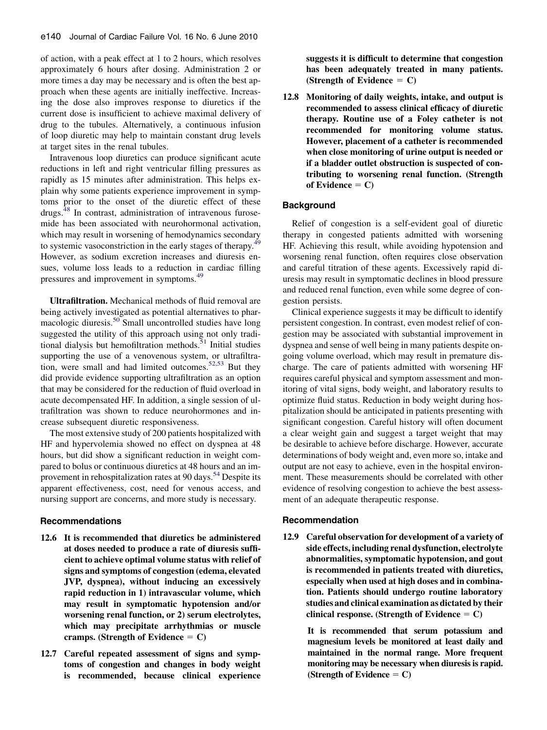of action, with a peak effect at 1 to 2 hours, which resolves approximately 6 hours after dosing. Administration 2 or more times a day may be necessary and is often the best approach when these agents are initially ineffective. Increasing the dose also improves response to diuretics if the current dose is insufficient to achieve maximal delivery of drug to the tubules. Alternatively, a continuous infusion of loop diuretic may help to maintain constant drug levels at target sites in the renal tubules.

Intravenous loop diuretics can produce significant acute reductions in left and right ventricular filling pressures as rapidly as 15 minutes after administration. This helps explain why some patients experience improvement in symptoms prior to the onset of the diuretic effect of these drugs.[48] In contrast, administration of intravenous furosemide has been associated with neurohormonal activation, which may result in worsening of hemodynamics secondary to systemic vasoconstriction in the early stages of therapy.[49] However, as sodium excretion increases and diuresis ensues, volume loss leads to a reduction in cardiac filling pressures and improvement in symptoms.[49]

**Ultrafiltration.** Mechanical methods of fluid removal are being actively investigated as potential alternatives to pharmacologic diuresis.[50] Small uncontrolled studies have long suggested the utility of this approach using not only traditional dialysis but hemofiltration methods.[51] Initial studies supporting the use of a venovenous system, or ultrafiltration, were small and had limited outcomes.[52,53] But they did provide evidence supporting ultrafiltration as an option that may be considered for the reduction of fluid overload in acute decompensated HF. In addition, a single session of ultrafiltration was shown to reduce neurohormones and increase subsequent diuretic responsiveness.

The most extensive study of 200 patients hospitalized with HF and hypervolemia showed no effect on dyspnea at 48 hours, but did show a significant reduction in weight compared to bolus or continuous diuretics at 48 hours and an improvement in rehospitalization rates at 90 days.[54] Despite its apparent effectiveness, cost, need for venous access, and nursing support are concerns, and more study is necessary.

### Recommendations

**12.6 It is recommended that diuretics be administered at doses needed to produce a rate of diuresis sufficient to achieve optimal volume status with relief of signs and symptoms of congestion (edema, elevated JVP, dyspnea), without inducing an excessively rapid reduction in 1) intravascular volume, which may result in symptomatic hypotension and/or worsening renal function, or 2) serum electrolytes, which may precipitate arrhythmias or muscle cramps. (Strength of Evidence = C)**

**12.7 Careful repeated assessment of signs and symptoms of congestion and changes in body weight is recommended, because clinical experience suggests it is difficult to determine that congestion has been adequately treated in many patients. (Strength of Evidence = C)**

**12.8 Monitoring of daily weights, intake, and output is recommended to assess clinical efficacy of diuretic therapy. Routine use of a Foley catheter is not recommended for monitoring volume status. However, placement of a catheter is recommended when close monitoring of urine output is needed or if a bladder outlet obstruction is suspected of contributing to worsening renal function. (Strength of Evidence = C)**

### Background

Relief of congestion is a self-evident goal of diuretic therapy in congested patients admitted with worsening HF. Achieving this result, while avoiding hypotension and worsening renal function, often requires close observation and careful titration of these agents. Excessively rapid diuresis may result in symptomatic declines in blood pressure and reduced renal function, even while some degree of congestion persists.

Clinical experience suggests it may be difficult to identify persistent congestion. In contrast, even modest relief of congestion may be associated with substantial improvement in dyspnea and sense of well being in many patients despite ongoing volume overload, which may result in premature discharge. The care of patients admitted with worsening HF requires careful physical and symptom assessment and monitoring of vital signs, body weight, and laboratory results to optimize fluid status. Reduction in body weight during hospitalization should be anticipated in patients presenting with significant congestion. Careful history will often document a clear weight gain and suggest a target weight that may be desirable to achieve before discharge. However, accurate determinations of body weight and, even more so, intake and output are not easy to achieve, even in the hospital environment. These measurements should be correlated with other evidence of resolving congestion to achieve the best assessment of an adequate therapeutic response.

### Recommendation

**12.9 Careful observation for development of a variety of side effects, including renal dysfunction, electrolyte abnormalities, symptomatic hypotension, and gout is recommended in patients treated with diuretics, especially when used at high doses and in combination. Patients should undergo routine laboratory studies and clinical examination as dictated by their clinical response. (Strength of Evidence = C)**

**It is recommended that serum potassium and magnesium levels be monitored at least daily and maintained in the normal range. More frequent monitoring may be necessary when diuresis is rapid. (Strength of Evidence = C)**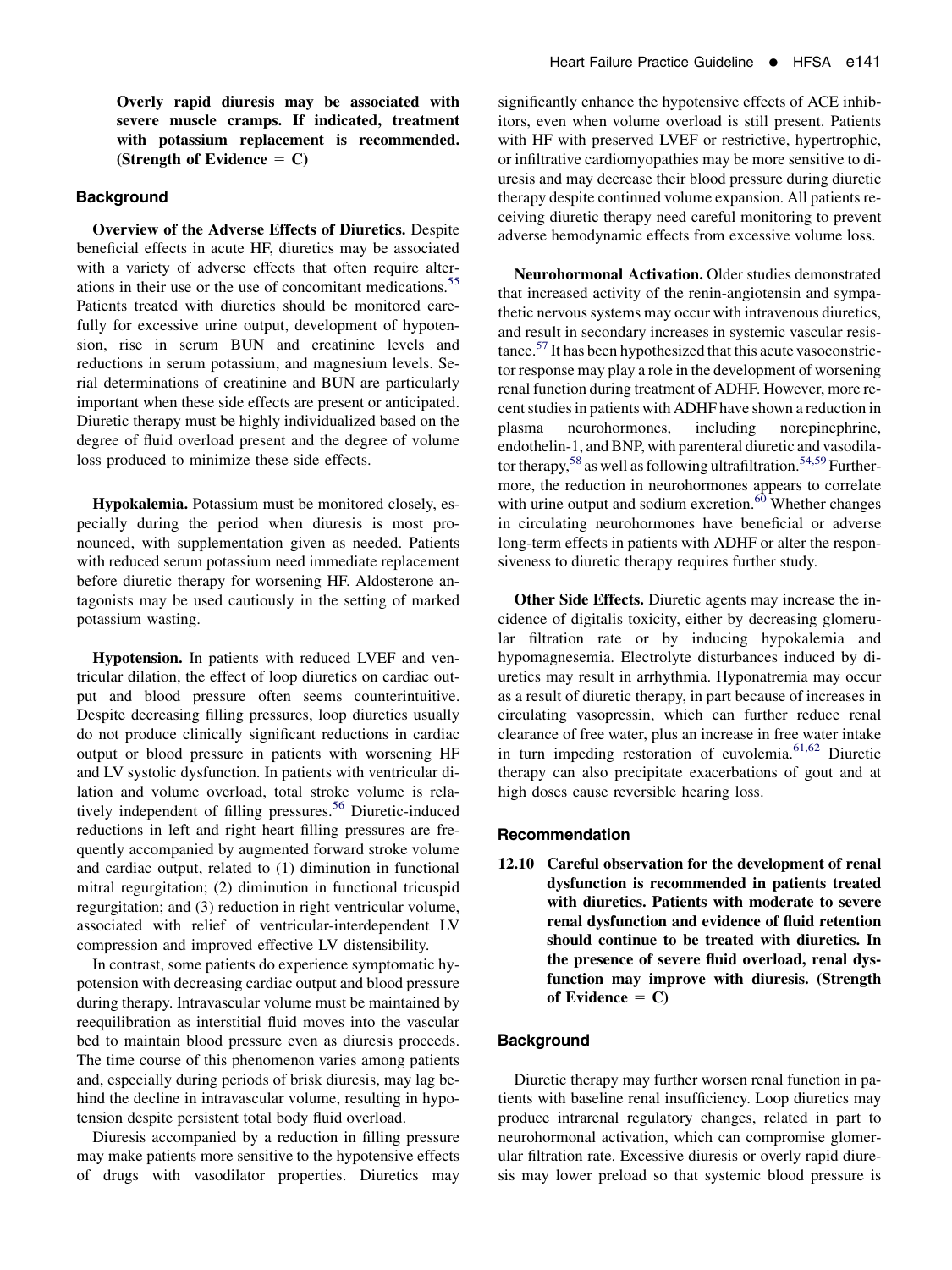**Overly rapid diuresis may be associated with severe muscle cramps. If indicated, treatment with potassium replacement is recommended. (Strength of Evidence = C)**

### Background

**Overview of the Adverse Effects of Diuretics.** Despite beneficial effects in acute HF, diuretics may be associated with a variety of adverse effects that often require alterations in their use or the use of concomitant medications.[55] Patients treated with diuretics should be monitored carefully for excessive urine output, development of hypotension, rise in serum BUN and creatinine levels and reductions in serum potassium, and magnesium levels. Serial determinations of creatinine and BUN are particularly important when these side effects are present or anticipated. Diuretic therapy must be highly individualized based on the degree of fluid overload present and the degree of volume loss produced to minimize these side effects.

**Hypokalemia.** Potassium must be monitored closely, especially during the period when diuresis is most pronounced, with supplementation given as needed. Patients with reduced serum potassium need immediate replacement before diuretic therapy for worsening HF. Aldosterone antagonists may be used cautiously in the setting of marked potassium wasting.

**Hypotension.** In patients with reduced LVEF and ventricular dilation, the effect of loop diuretics on cardiac output and blood pressure often seems counterintuitive. Despite decreasing filling pressures, loop diuretics usually do not produce clinically significant reductions in cardiac output or blood pressure in patients with worsening HF and LV systolic dysfunction. In patients with ventricular dilation and volume overload, total stroke volume is relatively independent of filling pressures.[56] Diuretic-induced reductions in left and right heart filling pressures are frequently accompanied by augmented forward stroke volume and cardiac output, related to (1) diminution in functional mitral regurgitation; (2) diminution in functional tricuspid regurgitation; and (3) reduction in right ventricular volume, associated with relief of ventricular-interdependent LV compression and improved effective LV distensibility.

In contrast, some patients do experience symptomatic hypotension with decreasing cardiac output and blood pressure during therapy. Intravascular volume must be maintained by reequilibration as interstitial fluid moves into the vascular bed to maintain blood pressure even as diuresis proceeds. The time course of this phenomenon varies among patients and, especially during periods of brisk diuresis, may lag behind the decline in intravascular volume, resulting in hypotension despite persistent total body fluid overload.

Diuresis accompanied by a reduction in filling pressure may make patients more sensitive to the hypotensive effects of drugs with vasodilator properties. Diuretics may significantly enhance the hypotensive effects of ACE inhibitors, even when volume overload is still present. Patients with HF with preserved LVEF or restrictive, hypertrophic, or infiltrative cardiomyopathies may be more sensitive to diuresis and may decrease their blood pressure during diuretic therapy despite continued volume expansion. All patients receiving diuretic therapy need careful monitoring to prevent adverse hemodynamic effects from excessive volume loss.

**Neurohormonal Activation.** Older studies demonstrated that increased activity of the renin-angiotensin and sympathetic nervous systems may occur with intravenous diuretics, and result in secondary increases in systemic vascular resistance.[57] It has been hypothesized that this acute vasoconstrictor response may play a role in the development of worsening renal function during treatment of ADHF. However, more recent studies in patients with ADHF have shown a reduction in plasma neurohormones, including norepinephrine, endothelin-1, and BNP, with parenteral diuretic and vasodilator therapy,[58] as well as following ultrafiltration.[54,59] Furthermore, the reduction in neurohormones appears to correlate with urine output and sodium excretion.[60] Whether changes in circulating neurohormones have beneficial or adverse long-term effects in patients with ADHF or alter the responsiveness to diuretic therapy requires further study.

**Other Side Effects.** Diuretic agents may increase the incidence of digitalis toxicity, either by decreasing glomerular filtration rate or by inducing hypokalemia and hypomagnesemia. Electrolyte disturbances induced by diuretics may result in arrhythmia. Hyponatremia may occur as a result of diuretic therapy, in part because of increases in circulating vasopressin, which can further reduce renal clearance of free water, plus an increase in free water intake in turn impeding restoration of euvolemia.[61,62] Diuretic therapy can also precipitate exacerbations of gout and at high doses cause reversible hearing loss.

### Recommendation

**12.10 Careful observation for the development of renal dysfunction is recommended in patients treated with diuretics. Patients with moderate to severe renal dysfunction and evidence of fluid retention should continue to be treated with diuretics. In the presence of severe fluid overload, renal dysfunction may improve with diuresis. (Strength of Evidence = C)**

### Background

Diuretic therapy may further worsen renal function in patients with baseline renal insufficiency. Loop diuretics may produce intrarenal regulatory changes, related in part to neurohormonal activation, which can compromise glomerular filtration rate. Excessive diuresis or overly rapid diuresis may lower preload so that systemic blood pressure is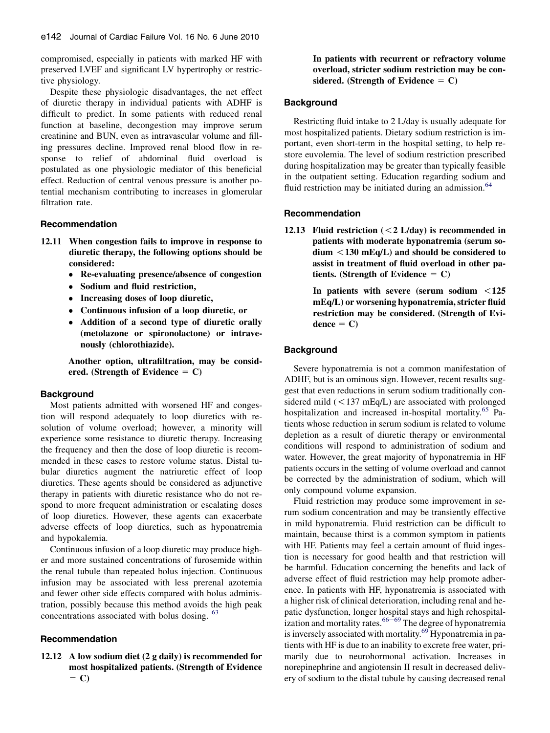compromised, especially in patients with marked HF with preserved LVEF and significant LV hypertrophy or restrictive physiology.

Despite these physiologic disadvantages, the net effect of diuretic therapy in individual patients with ADHF is difficult to predict. In some patients with reduced renal function at baseline, decongestion may improve serum creatinine and BUN, even as intravascular volume and filling pressures decline. Improved renal blood flow in response to relief of abdominal fluid overload is postulated as one physiologic mediator of this beneficial effect. Reduction of central venous pressure is another potential mechanism contributing to increases in glomerular filtration rate.

### Recommendation

**12.11 When congestion fails to improve in response to diuretic therapy, the following options should be considered:**

- **Re-evaluating presence/absence of congestion**
- **Sodium and fluid restriction,**
- **Increasing doses of loop diuretic,**
- **Continuous infusion of a loop diuretic, or**
- **Addition of a second type of diuretic orally (metolazone or spironolactone) or intravenously (chlorothiazide).**

**Another option, ultrafiltration, may be considered. (Strength of Evidence = C)**

### Background

Most patients admitted with worsened HF and congestion will respond adequately to loop diuretics with resolution of volume overload; however, a minority will experience some resistance to diuretic therapy. Increasing the frequency and then the dose of loop diuretic is recommended in these cases to restore volume status. Distal tubular diuretics augment the natriuretic effect of loop diuretics. These agents should be considered as adjunctive therapy in patients with diuretic resistance who do not respond to more frequent administration or escalating doses of loop diuretics. However, these agents can exacerbate adverse effects of loop diuretics, such as hyponatremia and hypokalemia.

Continuous infusion of a loop diuretic may produce higher and more sustained concentrations of furosemide within the renal tubule than repeated bolus injection. Continuous infusion may be associated with less prerenal azotemia and fewer other side effects compared with bolus administration, possibly because this method avoids the high peak concentrations associated with bolus dosing.[63]

### Recommendation

**12.12 A low sodium diet (2 g daily) is recommended for most hospitalized patients. (Strength of Evidence = C)**

**In patients with recurrent or refractory volume overload, stricter sodium restriction may be considered. (Strength of Evidence = C)**

### Background

Restricting fluid intake to 2 L/day is usually adequate for most hospitalized patients. Dietary sodium restriction is important, even short-term in the hospital setting, to help restore euvolemia. The level of sodium restriction prescribed during hospitalization may be greater than typically feasible in the outpatient setting. Education regarding sodium and fluid restriction may be initiated during an admission.[64]

### Recommendation

**12.13 Fluid restriction (<2 L/day) is recommended in patients with moderate hyponatremia (serum sodium <130 mEq/L) and should be considered to assist in treatment of fluid overload in other patients. (Strength of Evidence = C)**

**In patients with severe (serum sodium <125 mEq/L) or worsening hyponatremia, stricter fluid restriction may be considered. (Strength of Evidence = C)**

### Background

Severe hyponatremia is not a common manifestation of ADHF, but is an ominous sign. However, recent results suggest that even reductions in serum sodium traditionally considered mild (<137 mEq/L) are associated with prolonged hospitalization and increased in-hospital mortality.[65] Patients whose reduction in serum sodium is related to volume depletion as a result of diuretic therapy or environmental conditions will respond to administration of sodium and water. However, the great majority of hyponatremia in HF patients occurs in the setting of volume overload and cannot be corrected by the administration of sodium, which will only compound volume expansion.

Fluid restriction may produce some improvement in serum sodium concentration and may be transiently effective in mild hyponatremia. Fluid restriction can be difficult to maintain, because thirst is a common symptom in patients with HF. Patients may feel a certain amount of fluid ingestion is necessary for good health and that restriction will be harmful. Education concerning the benefits and lack of adverse effect of fluid restriction may help promote adherence. In patients with HF, hyponatremia is associated with a higher risk of clinical deterioration, including renal and hepatic dysfunction, longer hospital stays and high rehospitalization and mortality rates.[66–69] The degree of hyponatremia is inversely associated with mortality.[69] Hyponatremia in patients with HF is due to an inability to excrete free water, primarily due to neurohormonal activation. Increases in norepinephrine and angiotensin II result in decreased delivery of sodium to the distal tubule by causing decreased renal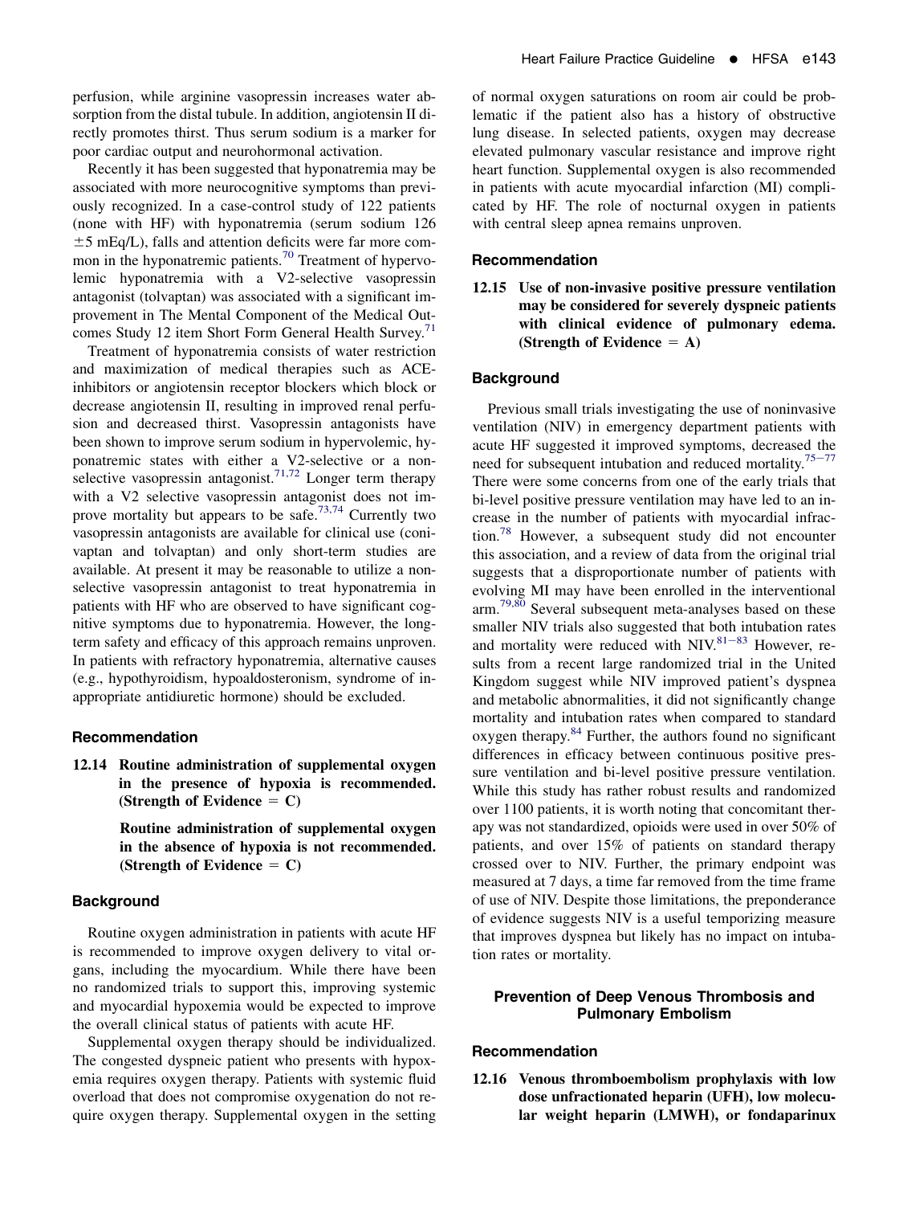perfusion, while arginine vasopressin increases water absorption from the distal tubule. In addition, angiotensin II directly promotes thirst. Thus serum sodium is a marker for poor cardiac output and neurohormonal activation.

Recently it has been suggested that hyponatremia may be associated with more neurocognitive symptoms than previously recognized. In a case-control study of 122 patients (none with HF) with hyponatremia (serum sodium 126 ±5 mEq/L), falls and attention deficits were far more common in the hyponatremic patients.[70] Treatment of hypervolemic hyponatremia with a V2-selective vasopressin antagonist (tolvaptan) was associated with a significant improvement in The Mental Component of the Medical Outcomes Study 12 item Short Form General Health Survey.[71]

Treatment of hyponatremia consists of water restriction and maximization of medical therapies such as ACE-inhibitors or angiotensin receptor blockers which block or decrease angiotensin II, resulting in improved renal perfusion and decreased thirst. Vasopressin antagonists have been shown to improve serum sodium in hypervolemic, hyponatremic states with either a V2-selective or a nonselective vasopressin antagonist.[71,72] Longer term therapy with a V2 selective vasopressin antagonist does not improve mortality but appears to be safe.[73,74] Currently two vasopressin antagonists are available for clinical use (conivaptan and tolvaptan) and only short-term studies are available. At present it may be reasonable to utilize a nonselective vasopressin antagonist to treat hyponatremia in patients with HF who are observed to have significant cognitive symptoms due to hyponatremia. However, the long-term safety and efficacy of this approach remains unproven. In patients with refractory hyponatremia, alternative causes (e.g., hypothyroidism, hypoaldosteronism, syndrome of inappropriate antidiuretic hormone) should be excluded.

### Recommendation

**12.14 Routine administration of supplemental oxygen in the presence of hypoxia is recommended. (Strength of Evidence = C)**

**Routine administration of supplemental oxygen in the absence of hypoxia is not recommended. (Strength of Evidence = C)**

### Background

Routine oxygen administration in patients with acute HF is recommended to improve oxygen delivery to vital organs, including the myocardium. While there have been no randomized trials to support this, improving systemic and myocardial hypoxemia would be expected to improve the overall clinical status of patients with acute HF.

Supplemental oxygen therapy should be individualized. The congested dyspneic patient who presents with hypoxemia requires oxygen therapy. Patients with systemic fluid overload that does not compromise oxygenation do not require oxygen therapy. Supplemental oxygen in the setting of normal oxygen saturations on room air could be problematic if the patient also has a history of obstructive lung disease. In selected patients, oxygen may decrease elevated pulmonary vascular resistance and improve right heart function. Supplemental oxygen is also recommended in patients with acute myocardial infarction (MI) complicated by HF. The role of nocturnal oxygen in patients with central sleep apnea remains unproven.

### Recommendation

**12.15 Use of non-invasive positive pressure ventilation may be considered for severely dyspneic patients with clinical evidence of pulmonary edema. (Strength of Evidence = A)**

### Background

Previous small trials investigating the use of noninvasive ventilation (NIV) in emergency department patients with acute HF suggested it improved symptoms, decreased the need for subsequent intubation and reduced mortality.[75–77] There were some concerns from one of the early trials that bi-level positive pressure ventilation may have led to an increase in the number of patients with myocardial infraction.[78] However, a subsequent study did not encounter this association, and a review of data from the original trial suggests that a disproportionate number of patients with evolving MI may have been enrolled in the interventional arm.[79,80] Several subsequent meta-analyses based on these smaller NIV trials also suggested that both intubation rates and mortality were reduced with NIV.[81–83] However, results from a recent large randomized trial in the United Kingdom suggest while NIV improved patient's dyspnea and metabolic abnormalities, it did not significantly change mortality and intubation rates when compared to standard oxygen therapy.[84] Further, the authors found no significant differences in efficacy between continuous positive pressure ventilation and bi-level positive pressure ventilation. While this study has rather robust results and randomized over 1100 patients, it is worth noting that concomitant therapy was not standardized, opioids were used in over 50% of patients, and over 15% of patients on standard therapy crossed over to NIV. Further, the primary endpoint was measured at 7 days, a time far removed from the time frame of use of NIV. Despite those limitations, the preponderance of evidence suggests NIV is a useful temporizing measure that improves dyspnea but likely has no impact on intubation rates or mortality.

## Prevention of Deep Venous Thrombosis and Pulmonary Embolism

### Recommendation

**12.16 Venous thromboembolism prophylaxis with low dose unfractionated heparin (UFH), low molecular weight heparin (LMWH), or fondaparinux**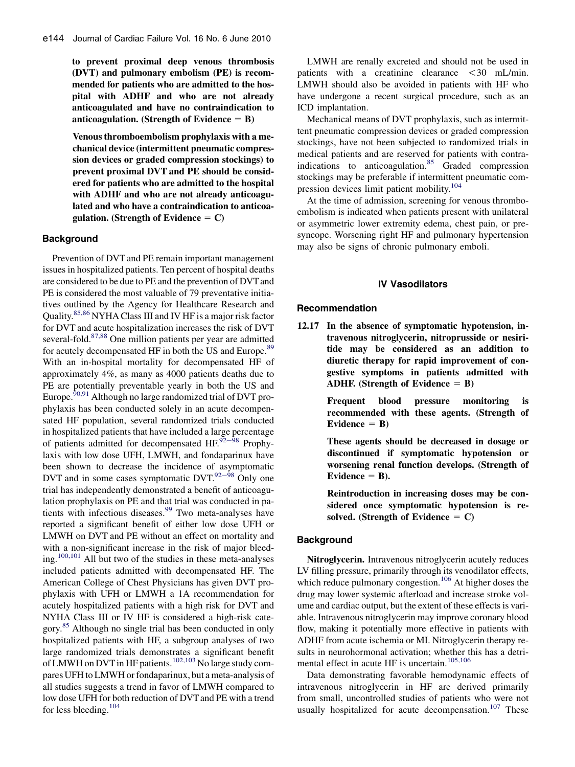**to prevent proximal deep venous thrombosis (DVT) and pulmonary embolism (PE) is recommended for patients who are admitted to the hospital with ADHF and who are not already anticoagulated and have no contraindication to anticoagulation. (Strength of Evidence = B)**

**Venous thromboembolism prophylaxis with a mechanical device (intermittent pneumatic compression devices or graded compression stockings) to prevent proximal DVT and PE should be considered for patients who are admitted to the hospital with ADHF and who are not already anticoagulated and who have a contraindication to anticoagulation. (Strength of Evidence = C)**

### Background

Prevention of DVT and PE remain important management issues in hospitalized patients. Ten percent of hospital deaths are considered to be due to PE and the prevention of DVT and PE is considered the most valuable of 79 preventative initiatives outlined by the Agency for Healthcare Research and Quality.[85,86] NYHA Class III and IV HF is a major risk factor for DVT and acute hospitalization increases the risk of DVT several-fold.[87,88] One million patients per year are admitted for acutely decompensated HF in both the US and Europe.[89] With an in-hospital mortality for decompensated HF of approximately 4%, as many as 4000 patients deaths due to PE are potentially preventable yearly in both the US and Europe.[90,91] Although no large randomized trial of DVT prophylaxis has been conducted solely in an acute decompensated HF population, several randomized trials conducted in hospitalized patients that have included a large percentage of patients admitted for decompensated HF.[92–98] Prophylaxis with low dose UFH, LMWH, and fondaparinux have been shown to decrease the incidence of asymptomatic DVT and in some cases symptomatic DVT.[92–98] Only one trial has independently demonstrated a benefit of anticoagulation prophylaxis on PE and that trial was conducted in patients with infectious diseases.[99] Two meta-analyses have reported a significant benefit of either low dose UFH or LMWH on DVT and PE without an effect on mortality and with a non-significant increase in the risk of major bleeding.[100,101] All but two of the studies in these meta-analyses included patients admitted with decompensated HF. The American College of Chest Physicians has given DVT prophylaxis with UFH or LMWH a 1A recommendation for acutely hospitalized patients with a high risk for DVT and NYHA Class III or IV HF is considered a high-risk category.[85] Although no single trial has been conducted in only hospitalized patients with HF, a subgroup analyses of two large randomized trials demonstrates a significant benefit of LMWH on DVT in HF patients.[102,103] No large study compares UFH to LMWH or fondaparinux, but a meta-analysis of all studies suggests a trend in favor of LMWH compared to low dose UFH for both reduction of DVT and PE with a trend for less bleeding.[104]

LMWH are renally excreted and should not be used in patients with a creatinine clearance <30 mL/min. LMWH should also be avoided in patients with HF who have undergone a recent surgical procedure, such as an ICD implantation.

Mechanical means of DVT prophylaxis, such as intermittent pneumatic compression devices or graded compression stockings, have not been subjected to randomized trials in medical patients and are reserved for patients with contraindications to anticoagulation.[85] Graded compression stockings may be preferable if intermittent pneumatic compression devices limit patient mobility.[104]

At the time of admission, screening for venous thromboembolism is indicated when patients present with unilateral or asymmetric lower extremity edema, chest pain, or presyncope. Worsening right HF and pulmonary hypertension may also be signs of chronic pulmonary emboli.

## IV Vasodilators

### Recommendation

**12.17 In the absence of symptomatic hypotension, intravenous nitroglycerin, nitroprusside or nesiritide may be considered as an addition to diuretic therapy for rapid improvement of congestive symptoms in patients admitted with ADHF. (Strength of Evidence = B)**

**Frequent blood pressure monitoring is recommended with these agents. (Strength of Evidence = B)**

**These agents should be decreased in dosage or discontinued if symptomatic hypotension or worsening renal function develops. (Strength of Evidence = B).**

**Reintroduction in increasing doses may be considered once symptomatic hypotension is resolved. (Strength of Evidence = C)**

### Background

**Nitroglycerin.** Intravenous nitroglycerin acutely reduces LV filling pressure, primarily through its venodilator effects, which reduce pulmonary congestion.[106] At higher doses the drug may lower systemic afterload and increase stroke volume and cardiac output, but the extent of these effects is variable. Intravenous nitroglycerin may improve coronary blood flow, making it potentially more effective in patients with ADHF from acute ischemia or MI. Nitroglycerin therapy results in neurohormonal activation; whether this has a detrimental effect in acute HF is uncertain.[105,106]

Data demonstrating favorable hemodynamic effects of intravenous nitroglycerin in HF are derived primarily from small, uncontrolled studies of patients who were not usually hospitalized for acute decompensation.[107] These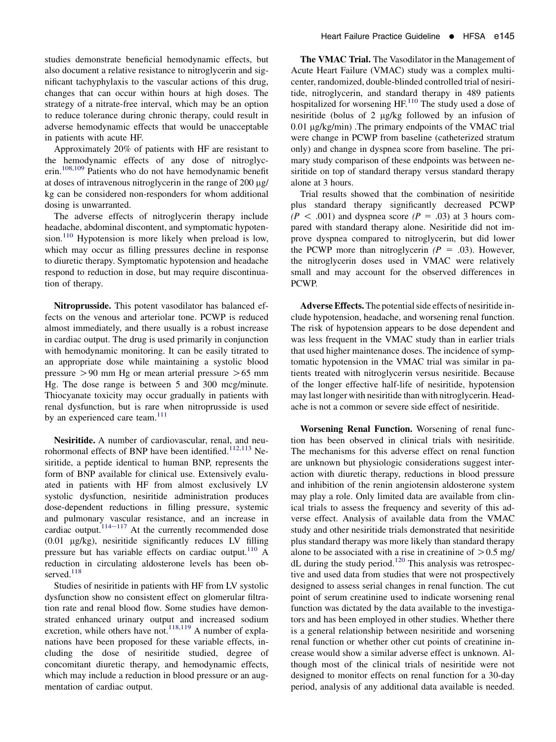studies demonstrate beneficial hemodynamic effects, but also document a relative resistance to nitroglycerin and significant tachyphylaxis to the vascular actions of this drug, changes that can occur within hours at high doses. The strategy of a nitrate-free interval, which may be an option to reduce tolerance during chronic therapy, could result in adverse hemodynamic effects that would be unacceptable in patients with acute HF.

Approximately 20% of patients with HF are resistant to the hemodynamic effects of any dose of nitroglycerin.[108,109] Patients who do not have hemodynamic benefit at doses of intravenous nitroglycerin in the range of 200 μg/kg can be considered non-responders for whom additional dosing is unwarranted.

The adverse effects of nitroglycerin therapy include headache, abdominal discontent, and symptomatic hypotension.[110] Hypotension is more likely when preload is low, which may occur as filling pressures decline in response to diuretic therapy. Symptomatic hypotension and headache respond to reduction in dose, but may require discontinuation of therapy.

**Nitroprusside.** This potent vasodilator has balanced effects on the venous and arteriolar tone. PCWP is reduced almost immediately, and there usually is a robust increase in cardiac output. The drug is used primarily in conjunction with hemodynamic monitoring. It can be easily titrated to an appropriate dose while maintaining a systolic blood pressure $>90$ mm Hg or mean arterial pressure $>65$ mm Hg. The dose range is between 5 and 300 mcg/minute. Thiocyanate toxicity may occur gradually in patients with renal dysfunction, but is rare when nitroprusside is used by an experienced care team.[111]

**Nesiritide.** A number of cardiovascular, renal, and neurohormonal effects of BNP have been identified.[112,113] Nesiritide, a peptide identical to human BNP, represents the form of BNP available for clinical use. Extensively evaluated in patients with HF from almost exclusively LV systolic dysfunction, nesiritide administration produces dose-dependent reductions in filling pressure, systemic and pulmonary vascular resistance, and an increase in cardiac output.[114–117] At the currently recommended dose (0.01 μg/kg), nesiritide significantly reduces LV filling pressure but has variable effects on cardiac output.[110] A reduction in circulating aldosterone levels has been observed.[118]

Studies of nesiritide in patients with HF from LV systolic dysfunction show no consistent effect on glomerular filtration rate and renal blood flow. Some studies have demonstrated enhanced urinary output and increased sodium excretion, while others have not.[118,119] A number of explanations have been proposed for these variable effects, including the dose of nesiritide studied, degree of concomitant diuretic therapy, and hemodynamic effects, which may include a reduction in blood pressure or an augmentation of cardiac output.

**The VMAC Trial.** The Vasodilator in the Management of Acute Heart Failure (VMAC) study was a complex multicenter, randomized, double-blinded controlled trial of nesiritide, nitroglycerin, and standard therapy in 489 patients hospitalized for worsening HF.[110] The study used a dose of nesiritide (bolus of 2 μg/kg followed by an infusion of 0.01 μg/kg/min) .The primary endpoints of the VMAC trial were change in PCWP from baseline (catheterized stratum only) and change in dyspnea score from baseline. The primary study comparison of these endpoints was between nesiritide on top of standard therapy versus standard therapy alone at 3 hours.

Trial results showed that the combination of nesiritide plus standard therapy significantly decreased PCWP ($P < .001$) and dyspnea score ($P = .03$) at 3 hours compared with standard therapy alone. Nesiritide did not improve dyspnea compared to nitroglycerin, but did lower the PCWP more than nitroglycerin ($P = .03$). However, the nitroglycerin doses used in VMAC were relatively small and may account for the observed differences in PCWP.

**Adverse Effects.** The potential side effects of nesiritide include hypotension, headache, and worsening renal function. The risk of hypotension appears to be dose dependent and was less frequent in the VMAC study than in earlier trials that used higher maintenance doses. The incidence of symptomatic hypotension in the VMAC trial was similar in patients treated with nitroglycerin versus nesiritide. Because of the longer effective half-life of nesiritide, hypotension may last longer with nesiritide than with nitroglycerin. Headache is not a common or severe side effect of nesiritide.

**Worsening Renal Function.** Worsening of renal function has been observed in clinical trials with nesiritide. The mechanisms for this adverse effect on renal function are unknown but physiologic considerations suggest interaction with diuretic therapy, reductions in blood pressure and inhibition of the renin angiotensin aldosterone system may play a role. Only limited data are available from clinical trials to assess the frequency and severity of this adverse effect. Analysis of available data from the VMAC study and other nesiritide trials demonstrated that nesiritide plus standard therapy was more likely than standard therapy alone to be associated with a rise in creatinine of $>0.5$ mg/dL during the study period.[120] This analysis was retrospective and used data from studies that were not prospectively designed to assess serial changes in renal function. The cut point of serum creatinine used to indicate worsening renal function was dictated by the data available to the investigators and has been employed in other studies. Whether there is a general relationship between nesiritide and worsening renal function or whether other cut points of creatinine increase would show a similar adverse effect is unknown. Although most of the clinical trials of nesiritide were not designed to monitor effects on renal function for a 30-day period, analysis of any additional data available is needed.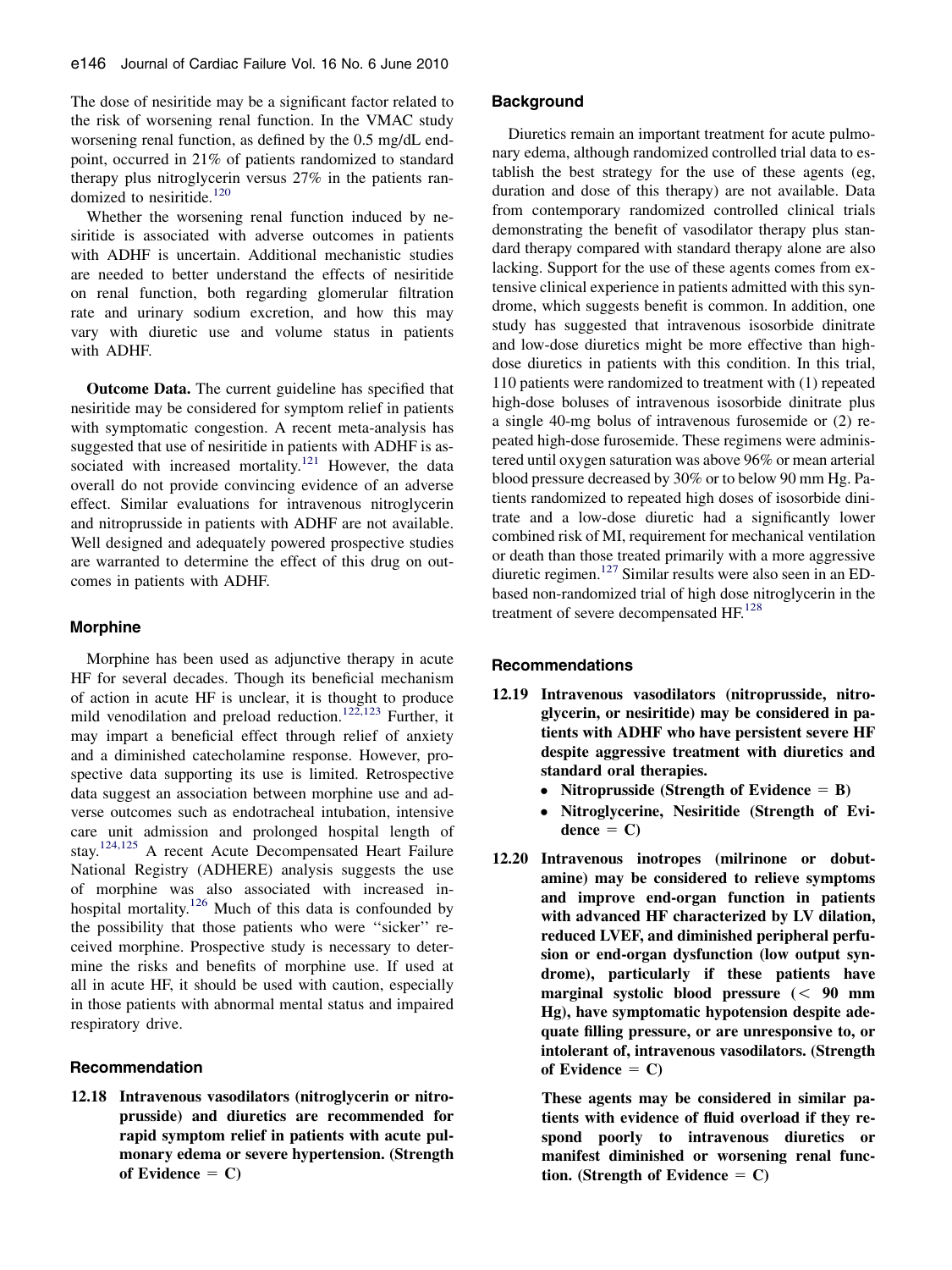The dose of nesiritide may be a significant factor related to the risk of worsening renal function. In the VMAC study worsening renal function, as defined by the 0.5 mg/dL endpoint, occurred in 21% of patients randomized to standard therapy plus nitroglycerin versus 27% in the patients randomized to nesiritide.[120]

Whether the worsening renal function induced by nesiritide is associated with adverse outcomes in patients with ADHF is uncertain. Additional mechanistic studies are needed to better understand the effects of nesiritide on renal function, both regarding glomerular filtration rate and urinary sodium excretion, and how this may vary with diuretic use and volume status in patients with ADHF.

**Outcome Data.** The current guideline has specified that nesiritide may be considered for symptom relief in patients with symptomatic congestion. A recent meta-analysis has suggested that use of nesiritide in patients with ADHF is associated with increased mortality.[121] However, the data overall do not provide convincing evidence of an adverse effect. Similar evaluations for intravenous nitroglycerin and nitroprusside in patients with ADHF are not available. Well designed and adequately powered prospective studies are warranted to determine the effect of this drug on outcomes in patients with ADHF.

### Morphine

Morphine has been used as adjunctive therapy in acute HF for several decades. Though its beneficial mechanism of action in acute HF is unclear, it is thought to produce mild venodilation and preload reduction.[122,123] Further, it may impart a beneficial effect through relief of anxiety and a diminished catecholamine response. However, prospective data supporting its use is limited. Retrospective data suggest an association between morphine use and adverse outcomes such as endotracheal intubation, intensive care unit admission and prolonged hospital length of stay.[124,125] A recent Acute Decompensated Heart Failure National Registry (ADHERE) analysis suggests the use of morphine was also associated with increased in-hospital mortality.[126] Much of this data is confounded by the possibility that those patients who were ''sicker'' received morphine. Prospective study is necessary to determine the risks and benefits of morphine use. If used at all in acute HF, it should be used with caution, especially in those patients with abnormal mental status and impaired respiratory drive.

### Recommendation

**12.18 Intravenous vasodilators (nitroglycerin or nitroprusside) and diuretics are recommended for rapid symptom relief in patients with acute pulmonary edema or severe hypertension. (Strength of Evidence = C)**

### Background

Diuretics remain an important treatment for acute pulmonary edema, although randomized controlled trial data to establish the best strategy for the use of these agents (eg, duration and dose of this therapy) are not available. Data from contemporary randomized controlled clinical trials demonstrating the benefit of vasodilator therapy plus standard therapy compared with standard therapy alone are also lacking. Support for the use of these agents comes from extensive clinical experience in patients admitted with this syndrome, which suggests benefit is common. In addition, one study has suggested that intravenous isosorbide dinitrate and low-dose diuretics might be more effective than high-dose diuretics in patients with this condition. In this trial, 110 patients were randomized to treatment with (1) repeated high-dose boluses of intravenous isosorbide dinitrate plus a single 40-mg bolus of intravenous furosemide or (2) repeated high-dose furosemide. These regimens were administered until oxygen saturation was above 96% or mean arterial blood pressure decreased by 30% or to below 90 mm Hg. Patients randomized to repeated high doses of isosorbide dinitrate and a low-dose diuretic had a significantly lower combined risk of MI, requirement for mechanical ventilation or death than those treated primarily with a more aggressive diuretic regimen.[127] Similar results were also seen in an ED-based non-randomized trial of high dose nitroglycerin in the treatment of severe decompensated HF.[128]

### Recommendations

**12.19 Intravenous vasodilators (nitroprusside, nitroglycerin, or nesiritide) may be considered in patients with ADHF who have persistent severe HF despite aggressive treatment with diuretics and standard oral therapies.**

- **Nitroprusside (Strength of Evidence = B)**
- **Nitroglycerine, Nesiritide (Strength of Evidence = C)**

**12.20 Intravenous inotropes (milrinone or dobutamine) may be considered to relieve symptoms and improve end-organ function in patients with advanced HF characterized by LV dilation, reduced LVEF, and diminished peripheral perfusion or end-organ dysfunction (low output syndrome), particularly if these patients have marginal systolic blood pressure (< 90 mm Hg), have symptomatic hypotension despite adequate filling pressure, or are unresponsive to, or intolerant of, intravenous vasodilators. (Strength of Evidence = C)**

**These agents may be considered in similar patients with evidence of fluid overload if they respond poorly to intravenous diuretics or manifest diminished or worsening renal function. (Strength of Evidence = C)**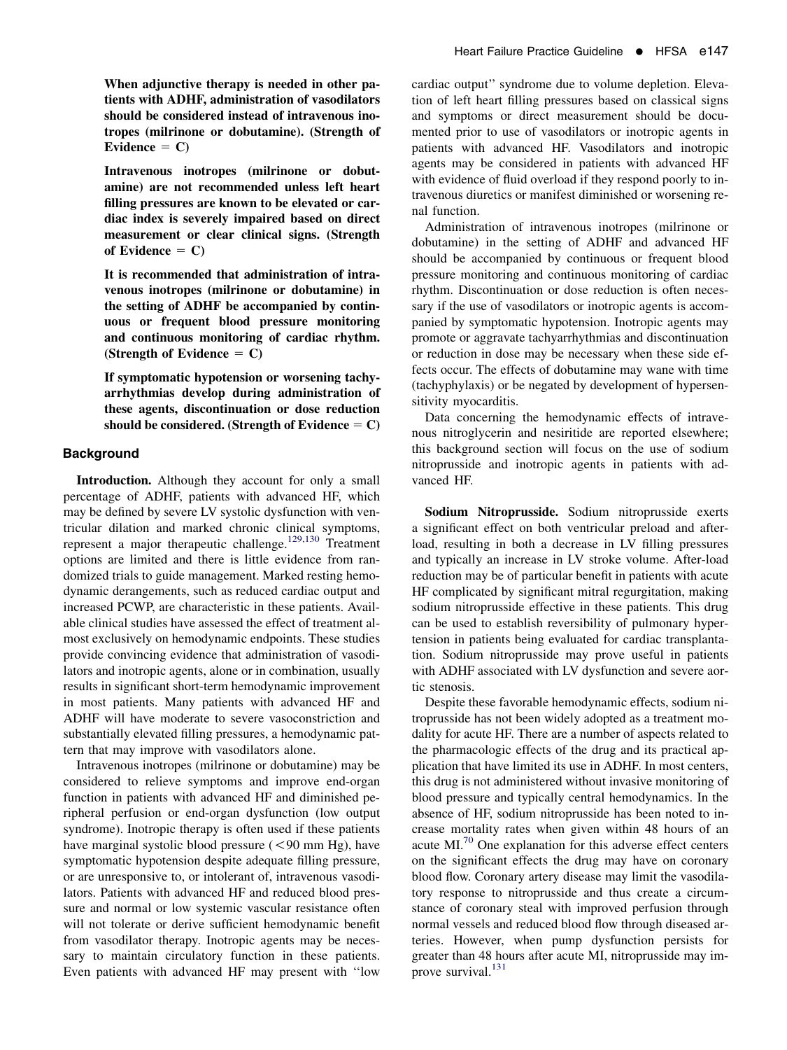**When adjunctive therapy is needed in other patients with ADHF, administration of vasodilators should be considered instead of intravenous inotropes (milrinone or dobutamine). (Strength of Evidence = C)**

**Intravenous inotropes (milrinone or dobutamine) are not recommended unless left heart filling pressures are known to be elevated or cardiac index is severely impaired based on direct measurement or clear clinical signs. (Strength of Evidence = C)**

**It is recommended that administration of intravenous inotropes (milrinone or dobutamine) in the setting of ADHF be accompanied by continuous or frequent blood pressure monitoring and continuous monitoring of cardiac rhythm. (Strength of Evidence = C)**

**If symptomatic hypotension or worsening tachyarrhythmias develop during administration of these agents, discontinuation or dose reduction should be considered. (Strength of Evidence = C)**

## Background

**Introduction.** Although they account for only a small percentage of ADHF, patients with advanced HF, which may be defined by severe LV systolic dysfunction with ventricular dilation and marked chronic clinical symptoms, represent a major therapeutic challenge.[129,130] Treatment options are limited and there is little evidence from randomized trials to guide management. Marked resting hemodynamic derangements, such as reduced cardiac output and increased PCWP, are characteristic in these patients. Available clinical studies have assessed the effect of treatment almost exclusively on hemodynamic endpoints. These studies provide convincing evidence that administration of vasodilators and inotropic agents, alone or in combination, usually results in significant short-term hemodynamic improvement in most patients. Many patients with advanced HF and ADHF will have moderate to severe vasoconstriction and substantially elevated filling pressures, a hemodynamic pattern that may improve with vasodilators alone.

Intravenous inotropes (milrinone or dobutamine) may be considered to relieve symptoms and improve end-organ function in patients with advanced HF and diminished peripheral perfusion or end-organ dysfunction (low output syndrome). Inotropic therapy is often used if these patients have marginal systolic blood pressure (<90 mm Hg), have symptomatic hypotension despite adequate filling pressure, or are unresponsive to, or intolerant of, intravenous vasodilators. Patients with advanced HF and reduced blood pressure and normal or low systemic vascular resistance often will not tolerate or derive sufficient hemodynamic benefit from vasodilator therapy. Inotropic agents may be necessary to maintain circulatory function in these patients. Even patients with advanced HF may present with "low cardiac output" syndrome due to volume depletion. Elevation of left heart filling pressures based on classical signs and symptoms or direct measurement should be documented prior to use of vasodilators or inotropic agents in patients with advanced HF. Vasodilators and inotropic agents may be considered in patients with advanced HF with evidence of fluid overload if they respond poorly to intravenous diuretics or manifest diminished or worsening renal function.

Administration of intravenous inotropes (milrinone or dobutamine) in the setting of ADHF and advanced HF should be accompanied by continuous or frequent blood pressure monitoring and continuous monitoring of cardiac rhythm. Discontinuation or dose reduction is often necessary if the use of vasodilators or inotropic agents is accompanied by symptomatic hypotension. Inotropic agents may promote or aggravate tachyarrhythmias and discontinuation or reduction in dose may be necessary when these side effects occur. The effects of dobutamine may wane with time (tachyphylaxis) or be negated by development of hypersensitivity myocarditis.

Data concerning the hemodynamic effects of intravenous nitroglycerin and nesiritide are reported elsewhere; this background section will focus on the use of sodium nitroprusside and inotropic agents in patients with advanced HF.

**Sodium Nitroprusside.** Sodium nitroprusside exerts a significant effect on both ventricular preload and afterload, resulting in both a decrease in LV filling pressures and typically an increase in LV stroke volume. After-load reduction may be of particular benefit in patients with acute HF complicated by significant mitral regurgitation, making sodium nitroprusside effective in these patients. This drug can be used to establish reversibility of pulmonary hypertension in patients being evaluated for cardiac transplantation. Sodium nitroprusside may prove useful in patients with ADHF associated with LV dysfunction and severe aortic stenosis.

Despite these favorable hemodynamic effects, sodium nitroprusside has not been widely adopted as a treatment modality for acute HF. There are a number of aspects related to the pharmacologic effects of the drug and its practical application that have limited its use in ADHF. In most centers, this drug is not administered without invasive monitoring of blood pressure and typically central hemodynamics. In the absence of HF, sodium nitroprusside has been noted to increase mortality rates when given within 48 hours of an acute MI.[70] One explanation for this adverse effect centers on the significant effects the drug may have on coronary blood flow. Coronary artery disease may limit the vasodilatory response to nitroprusside and thus create a circumstance of coronary steal with improved perfusion through normal vessels and reduced blood flow through diseased arteries. However, when pump dysfunction persists for greater than 48 hours after acute MI, nitroprusside may improve survival.[131]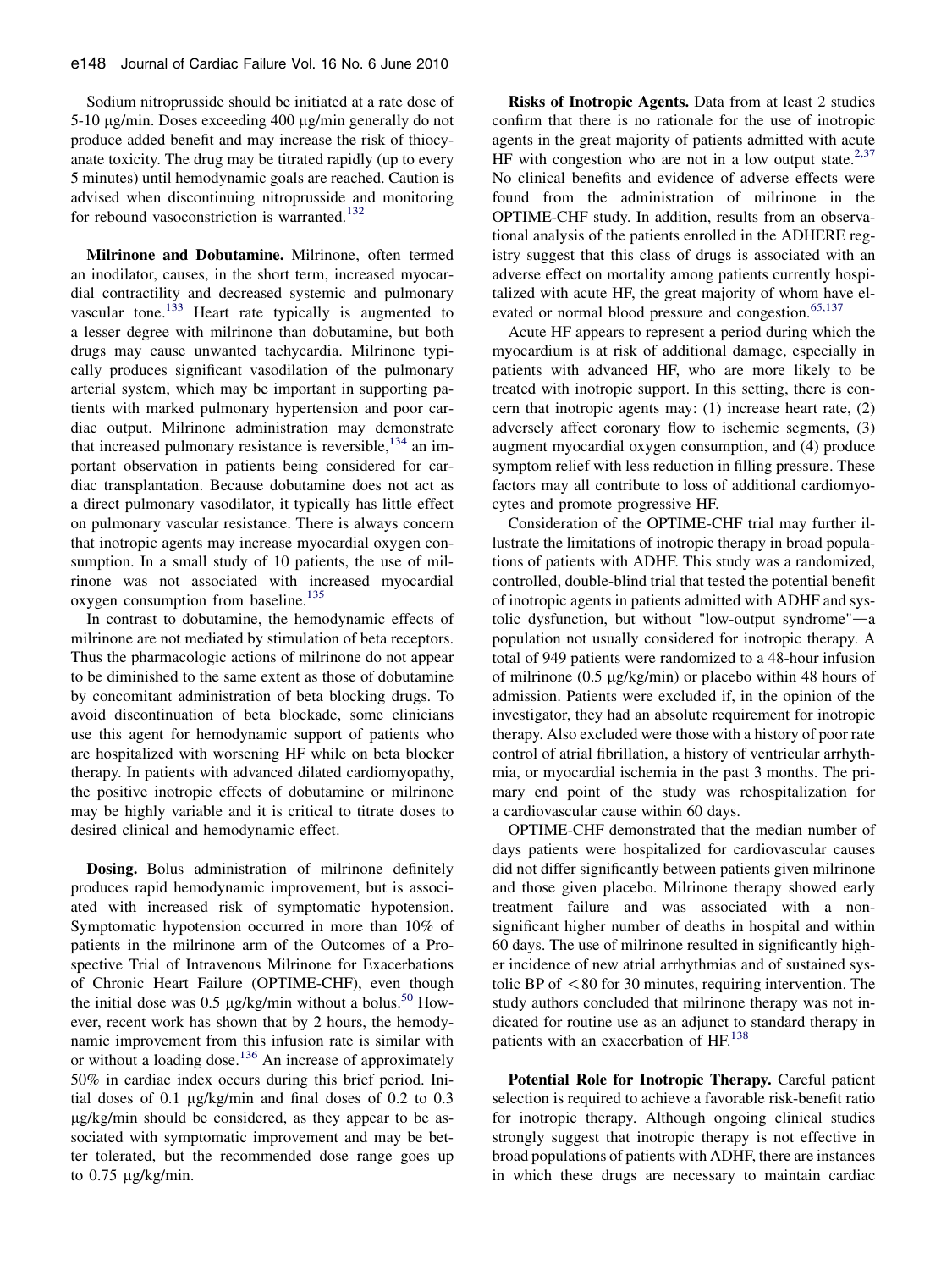Sodium nitroprusside should be initiated at a rate dose of 5-10 μg/min. Doses exceeding 400 μg/min generally do not produce added benefit and may increase the risk of thiocyanate toxicity. The drug may be titrated rapidly (up to every 5 minutes) until hemodynamic goals are reached. Caution is advised when discontinuing nitroprusside and monitoring for rebound vasoconstriction is warranted.[132]

**Milrinone and Dobutamine.** Milrinone, often termed an inodilator, causes, in the short term, increased myocardial contractility and decreased systemic and pulmonary vascular tone.[133] Heart rate typically is augmented to a lesser degree with milrinone than dobutamine, but both drugs may cause unwanted tachycardia. Milrinone typically produces significant vasodilation of the pulmonary arterial system, which may be important in supporting patients with marked pulmonary hypertension and poor cardiac output. Milrinone administration may demonstrate that increased pulmonary resistance is reversible,[134] an important observation in patients being considered for cardiac transplantation. Because dobutamine does not act as a direct pulmonary vasodilator, it typically has little effect on pulmonary vascular resistance. There is always concern that inotropic agents may increase myocardial oxygen consumption. In a small study of 10 patients, the use of milrinone was not associated with increased myocardial oxygen consumption from baseline.[135]

In contrast to dobutamine, the hemodynamic effects of milrinone are not mediated by stimulation of beta receptors. Thus the pharmacologic actions of milrinone do not appear to be diminished to the same extent as those of dobutamine by concomitant administration of beta blocking drugs. To avoid discontinuation of beta blockade, some clinicians use this agent for hemodynamic support of patients who are hospitalized with worsening HF while on beta blocker therapy. In patients with advanced dilated cardiomyopathy, the positive inotropic effects of dobutamine or milrinone may be highly variable and it is critical to titrate doses to desired clinical and hemodynamic effect.

**Dosing.** Bolus administration of milrinone definitely produces rapid hemodynamic improvement, but is associated with increased risk of symptomatic hypotension. Symptomatic hypotension occurred in more than 10% of patients in the milrinone arm of the Outcomes of a Prospective Trial of Intravenous Milrinone for Exacerbations of Chronic Heart Failure (OPTIME-CHF), even though the initial dose was 0.5 μg/kg/min without a bolus.[50] However, recent work has shown that by 2 hours, the hemodynamic improvement from this infusion rate is similar with or without a loading dose.[136] An increase of approximately 50% in cardiac index occurs during this brief period. Initial doses of 0.1 μg/kg/min and final doses of 0.2 to 0.3 μg/kg/min should be considered, as they appear to be associated with symptomatic improvement and may be better tolerated, but the recommended dose range goes up to 0.75 μg/kg/min.

**Risks of Inotropic Agents.** Data from at least 2 studies confirm that there is no rationale for the use of inotropic agents in the great majority of patients admitted with acute HF with congestion who are not in a low output state.[2,37] No clinical benefits and evidence of adverse effects were found from the administration of milrinone in the OPTIME-CHF study. In addition, results from an observational analysis of the patients enrolled in the ADHERE registry suggest that this class of drugs is associated with an adverse effect on mortality among patients currently hospitalized with acute HF, the great majority of whom have elevated or normal blood pressure and congestion.[65,137]

Acute HF appears to represent a period during which the myocardium is at risk of additional damage, especially in patients with advanced HF, who are more likely to be treated with inotropic support. In this setting, there is concern that inotropic agents may: (1) increase heart rate, (2) adversely affect coronary flow to ischemic segments, (3) augment myocardial oxygen consumption, and (4) produce symptom relief with less reduction in filling pressure. These factors may all contribute to loss of additional cardiomyocytes and promote progressive HF.

Consideration of the OPTIME-CHF trial may further illustrate the limitations of inotropic therapy in broad populations of patients with ADHF. This study was a randomized, controlled, double-blind trial that tested the potential benefit of inotropic agents in patients admitted with ADHF and systolic dysfunction, but without "low-output syndrome"—a population not usually considered for inotropic therapy. A total of 949 patients were randomized to a 48-hour infusion of milrinone (0.5 μg/kg/min) or placebo within 48 hours of admission. Patients were excluded if, in the opinion of the investigator, they had an absolute requirement for inotropic therapy. Also excluded were those with a history of poor rate control of atrial fibrillation, a history of ventricular arrhythmia, or myocardial ischemia in the past 3 months. The primary end point of the study was rehospitalization for a cardiovascular cause within 60 days.

OPTIME-CHF demonstrated that the median number of days patients were hospitalized for cardiovascular causes did not differ significantly between patients given milrinone and those given placebo. Milrinone therapy showed early treatment failure and was associated with a nonsignificant higher number of deaths in hospital and within 60 days. The use of milrinone resulted in significantly higher incidence of new atrial arrhythmias and of sustained systolic BP of <80 for 30 minutes, requiring intervention. The study authors concluded that milrinone therapy was not indicated for routine use as an adjunct to standard therapy in patients with an exacerbation of HF.[138]

**Potential Role for Inotropic Therapy.** Careful patient selection is required to achieve a favorable risk-benefit ratio for inotropic therapy. Although ongoing clinical studies strongly suggest that inotropic therapy is not effective in broad populations of patients with ADHF, there are instances in which these drugs are necessary to maintain cardiac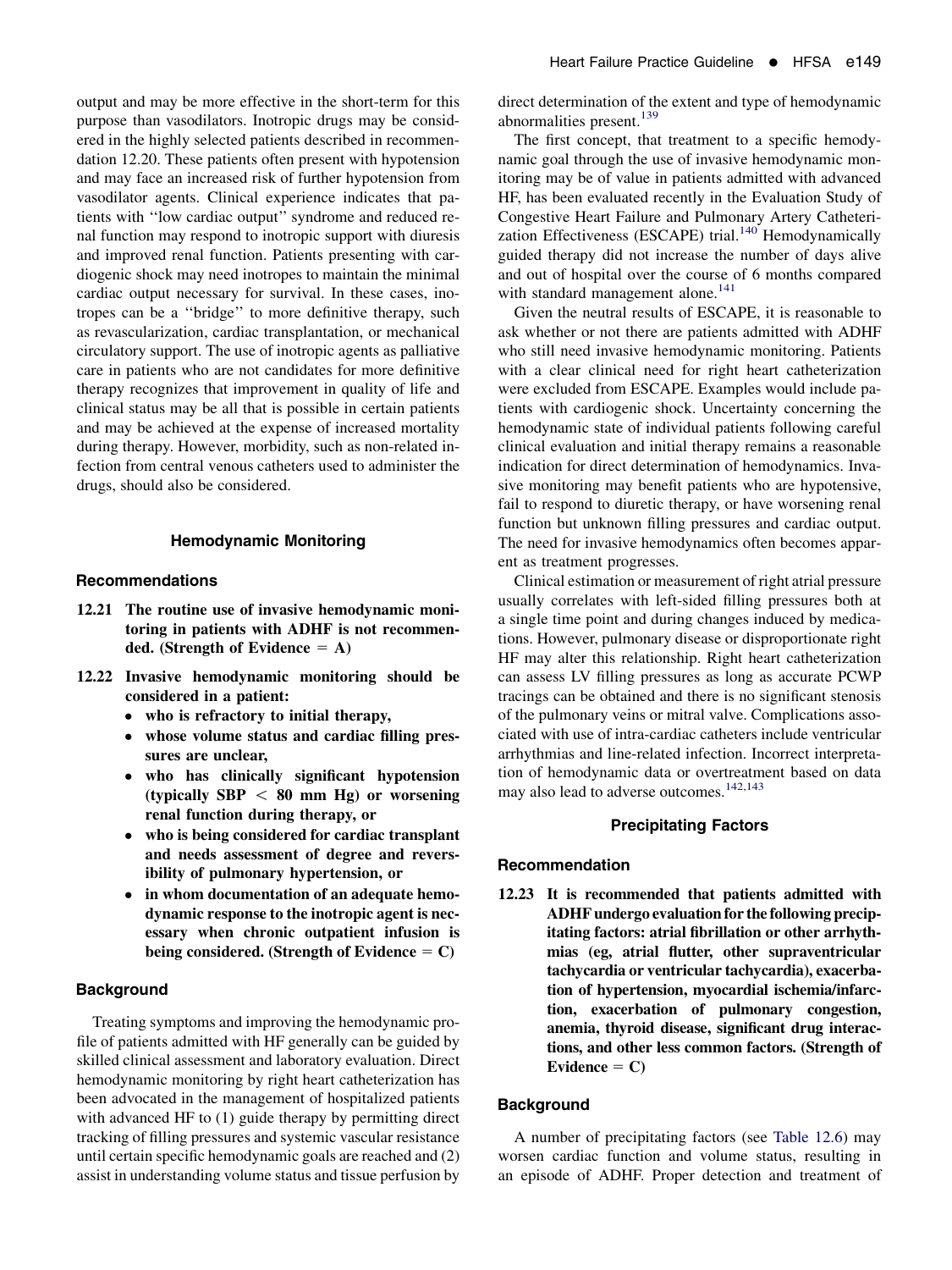output and may be more effective in the short-term for this purpose than vasodilators. Inotropic drugs may be considered in the highly selected patients described in recommendation 12.20. These patients often present with hypotension and may face an increased risk of further hypotension from vasodilator agents. Clinical experience indicates that patients with ''low cardiac output'' syndrome and reduced renal function may respond to inotropic support with diuresis and improved renal function. Patients presenting with cardiogenic shock may need inotropes to maintain the minimal cardiac output necessary for survival. In these cases, inotropes can be a ''bridge'' to more definitive therapy, such as revascularization, cardiac transplantation, or mechanical circulatory support. The use of inotropic agents as palliative care in patients who are not candidates for more definitive therapy recognizes that improvement in quality of life and clinical status may be all that is possible in certain patients and may be achieved at the expense of increased mortality during therapy. However, morbidity, such as non-related infection from central venous catheters used to administer the drugs, should also be considered.

## Hemodynamic Monitoring

### Recommendations

**12.21 The routine use of invasive hemodynamic monitoring in patients with ADHF is not recommended. (Strength of Evidence = A)**

**12.22 Invasive hemodynamic monitoring should be considered in a patient:**

- **who is refractory to initial therapy,**
- **whose volume status and cardiac filling pressures are unclear,**
- **who has clinically significant hypotension (typically SBP < 80 mm Hg) or worsening renal function during therapy, or**
- **who is being considered for cardiac transplant and needs assessment of degree and reversibility of pulmonary hypertension, or**
- **in whom documentation of an adequate hemodynamic response to the inotropic agent is necessary when chronic outpatient infusion is being considered. (Strength of Evidence = C)**

### Background

Treating symptoms and improving the hemodynamic profile of patients admitted with HF generally can be guided by skilled clinical assessment and laboratory evaluation. Direct hemodynamic monitoring by right heart catheterization has been advocated in the management of hospitalized patients with advanced HF to (1) guide therapy by permitting direct tracking of filling pressures and systemic vascular resistance until certain specific hemodynamic goals are reached and (2) assist in understanding volume status and tissue perfusion by direct determination of the extent and type of hemodynamic abnormalities present.[139]

The first concept, that treatment to a specific hemodynamic goal through the use of invasive hemodynamic monitoring may be of value in patients admitted with advanced HF, has been evaluated recently in the Evaluation Study of Congestive Heart Failure and Pulmonary Artery Catheterization Effectiveness (ESCAPE) trial.[140] Hemodynamically guided therapy did not increase the number of days alive and out of hospital over the course of 6 months compared with standard management alone.[141]

Given the neutral results of ESCAPE, it is reasonable to ask whether or not there are patients admitted with ADHF who still need invasive hemodynamic monitoring. Patients with a clear clinical need for right heart catheterization were excluded from ESCAPE. Examples would include patients with cardiogenic shock. Uncertainty concerning the hemodynamic state of individual patients following careful clinical evaluation and initial therapy remains a reasonable indication for direct determination of hemodynamics. Invasive monitoring may benefit patients who are hypotensive, fail to respond to diuretic therapy, or have worsening renal function but unknown filling pressures and cardiac output. The need for invasive hemodynamics often becomes apparent as treatment progresses.

Clinical estimation or measurement of right atrial pressure usually correlates with left-sided filling pressures both at a single time point and during changes induced by medications. However, pulmonary disease or disproportionate right HF may alter this relationship. Right heart catheterization can assess LV filling pressures as long as accurate PCWP tracings can be obtained and there is no significant stenosis of the pulmonary veins or mitral valve. Complications associated with use of intra-cardiac catheters include ventricular arrhythmias and line-related infection. Incorrect interpretation of hemodynamic data or overtreatment based on data may also lead to adverse outcomes.[142,143]

## Precipitating Factors

### Recommendation

**12.23 It is recommended that patients admitted with ADHF undergo evaluation for the following precipitating factors: atrial fibrillation or other arrhythmias (eg, atrial flutter, other supraventricular tachycardia or ventricular tachycardia), exacerbation of hypertension, myocardial ischemia/infarction, exacerbation of pulmonary congestion, anemia, thyroid disease, significant drug interactions, and other less common factors. (Strength of Evidence = C)**

### Background

A number of precipitating factors (see Table 12.6) may worsen cardiac function and volume status, resulting in an episode of ADHF. Proper detection and treatment of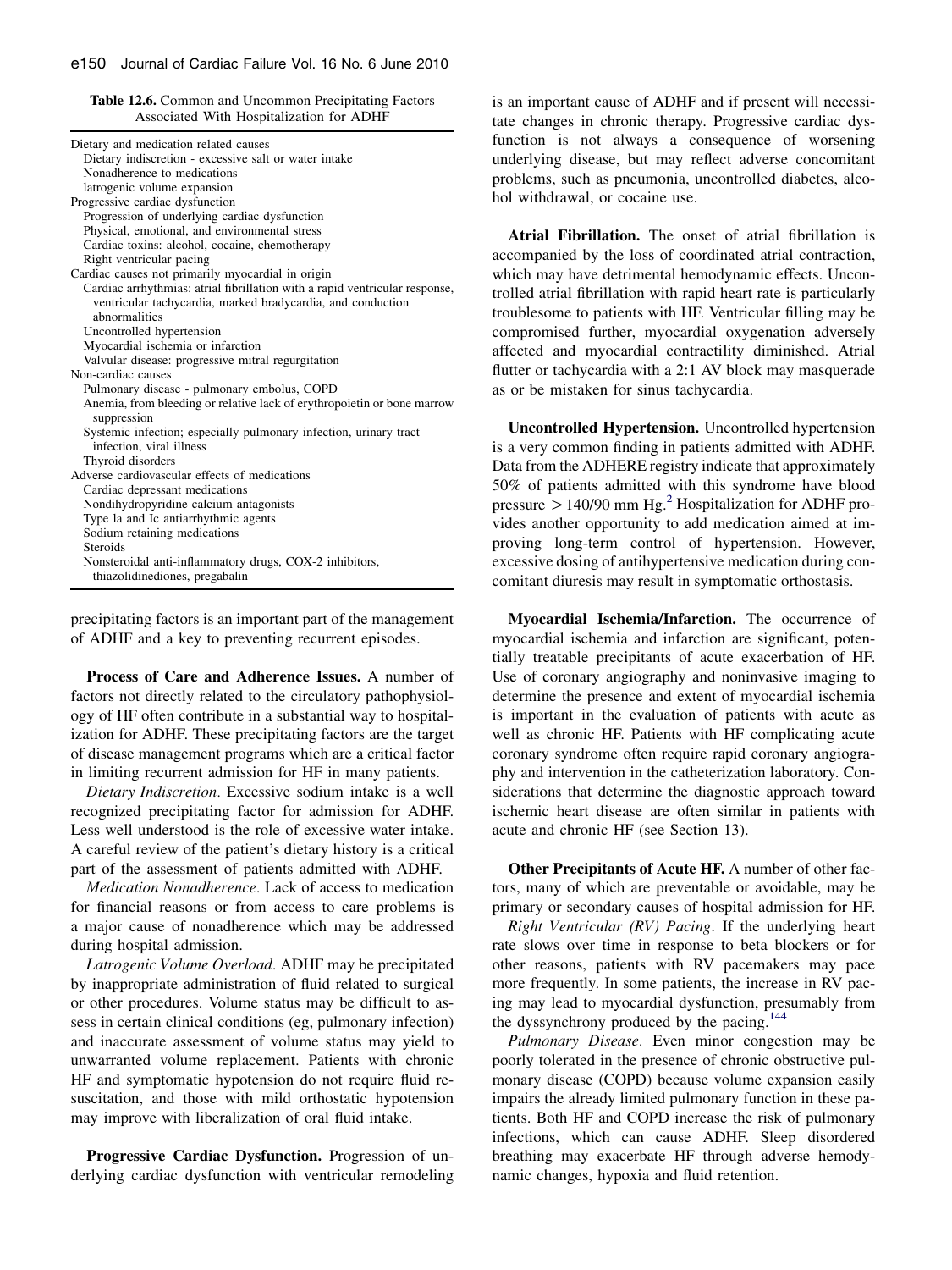**Table 12.6.** Common and Uncommon Precipitating Factors Associated With Hospitalization for ADHF

| |
|---|
| Dietary and medication related causes |
| Dietary indiscretion - excessive salt or water intake |
| Nonadherence to medications |
| Iatrogenic volume expansion |
| Progressive cardiac dysfunction |
| Progression of underlying cardiac dysfunction |
| Physical, emotional, and environmental stress |
| Cardiac toxins: alcohol, cocaine, chemotherapy |
| Right ventricular pacing |
| Cardiac causes not primarily myocardial in origin |
| Cardiac arrhythmias: atrial fibrillation with a rapid ventricular response, ventricular tachycardia, marked bradycardia, and conduction abnormalities |
| Uncontrolled hypertension |
| Myocardial ischemia or infarction |
| Valvular disease: progressive mitral regurgitation |
| Non-cardiac causes |
| Pulmonary disease - pulmonary embolus, COPD |
| Anemia, from bleeding or relative lack of erythropoietin or bone marrow suppression |
| Systemic infection; especially pulmonary infection, urinary tract infection, viral illness |
| Thyroid disorders |
| Adverse cardiovascular effects of medications |
| Cardiac depressant medications |
| Nondihydropyridine calcium antagonists |
| Type Ia and Ic antiarrhythmic agents |
| Sodium retaining medications |
| Steroids |
| Nonsteroidal anti-inflammatory drugs, COX-2 inhibitors, thiazolidinediones, pregabalin |

precipitating factors is an important part of the management of ADHF and a key to preventing recurrent episodes.

**Process of Care and Adherence Issues.** A number of factors not directly related to the circulatory pathophysiology of HF often contribute in a substantial way to hospitalization for ADHF. These precipitating factors are the target of disease management programs which are a critical factor in limiting recurrent admission for HF in many patients.

*Dietary Indiscretion*. Excessive sodium intake is a well recognized precipitating factor for admission for ADHF. Less well understood is the role of excessive water intake. A careful review of the patient's dietary history is a critical part of the assessment of patients admitted with ADHF.

*Medication Nonadherence*. Lack of access to medication for financial reasons or from access to care problems is a major cause of nonadherence which may be addressed during hospital admission.

*Iatrogenic Volume Overload*. ADHF may be precipitated by inappropriate administration of fluid related to surgical or other procedures. Volume status may be difficult to assess in certain clinical conditions (eg, pulmonary infection) and inaccurate assessment of volume status may yield to unwarranted volume replacement. Patients with chronic HF and symptomatic hypotension do not require fluid resuscitation, and those with mild orthostatic hypotension may improve with liberalization of oral fluid intake.

**Progressive Cardiac Dysfunction.** Progression of underlying cardiac dysfunction with ventricular remodeling is an important cause of ADHF and if present will necessitate changes in chronic therapy. Progressive cardiac dysfunction is not always a consequence of worsening underlying disease, but may reflect adverse concomitant problems, such as pneumonia, uncontrolled diabetes, alcohol withdrawal, or cocaine use.

**Atrial Fibrillation.** The onset of atrial fibrillation is accompanied by the loss of coordinated atrial contraction, which may have detrimental hemodynamic effects. Uncontrolled atrial fibrillation with rapid heart rate is particularly troublesome to patients with HF. Ventricular filling may be compromised further, myocardial oxygenation adversely affected and myocardial contractility diminished. Atrial flutter or tachycardia with a 2:1 AV block may masquerade as or be mistaken for sinus tachycardia.

**Uncontrolled Hypertension.** Uncontrolled hypertension is a very common finding in patients admitted with ADHF. Data from the ADHERE registry indicate that approximately 50% of patients admitted with this syndrome have blood pressure $> 140/90$ mm Hg.[2] Hospitalization for ADHF provides another opportunity to add medication aimed at improving long-term control of hypertension. However, excessive dosing of antihypertensive medication during concomitant diuresis may result in symptomatic orthostasis.

**Myocardial Ischemia/Infarction.** The occurrence of myocardial ischemia and infarction are significant, potentially treatable precipitants of acute exacerbation of HF. Use of coronary angiography and noninvasive imaging to determine the presence and extent of myocardial ischemia is important in the evaluation of patients with acute as well as chronic HF. Patients with HF complicating acute coronary syndrome often require rapid coronary angiography and intervention in the catheterization laboratory. Considerations that determine the diagnostic approach toward ischemic heart disease are often similar in patients with acute and chronic HF (see Section 13).

**Other Precipitants of Acute HF.** A number of other factors, many of which are preventable or avoidable, may be primary or secondary causes of hospital admission for HF.

*Right Ventricular (RV) Pacing*. If the underlying heart rate slows over time in response to beta blockers or for other reasons, patients with RV pacemakers may pace more frequently. In some patients, the increase in RV pacing may lead to myocardial dysfunction, presumably from the dyssynchrony produced by the pacing.[144]

*Pulmonary Disease*. Even minor congestion may be poorly tolerated in the presence of chronic obstructive pulmonary disease (COPD) because volume expansion easily impairs the already limited pulmonary function in these patients. Both HF and COPD increase the risk of pulmonary infections, which can cause ADHF. Sleep disordered breathing may exacerbate HF through adverse hemodynamic changes, hypoxia and fluid retention.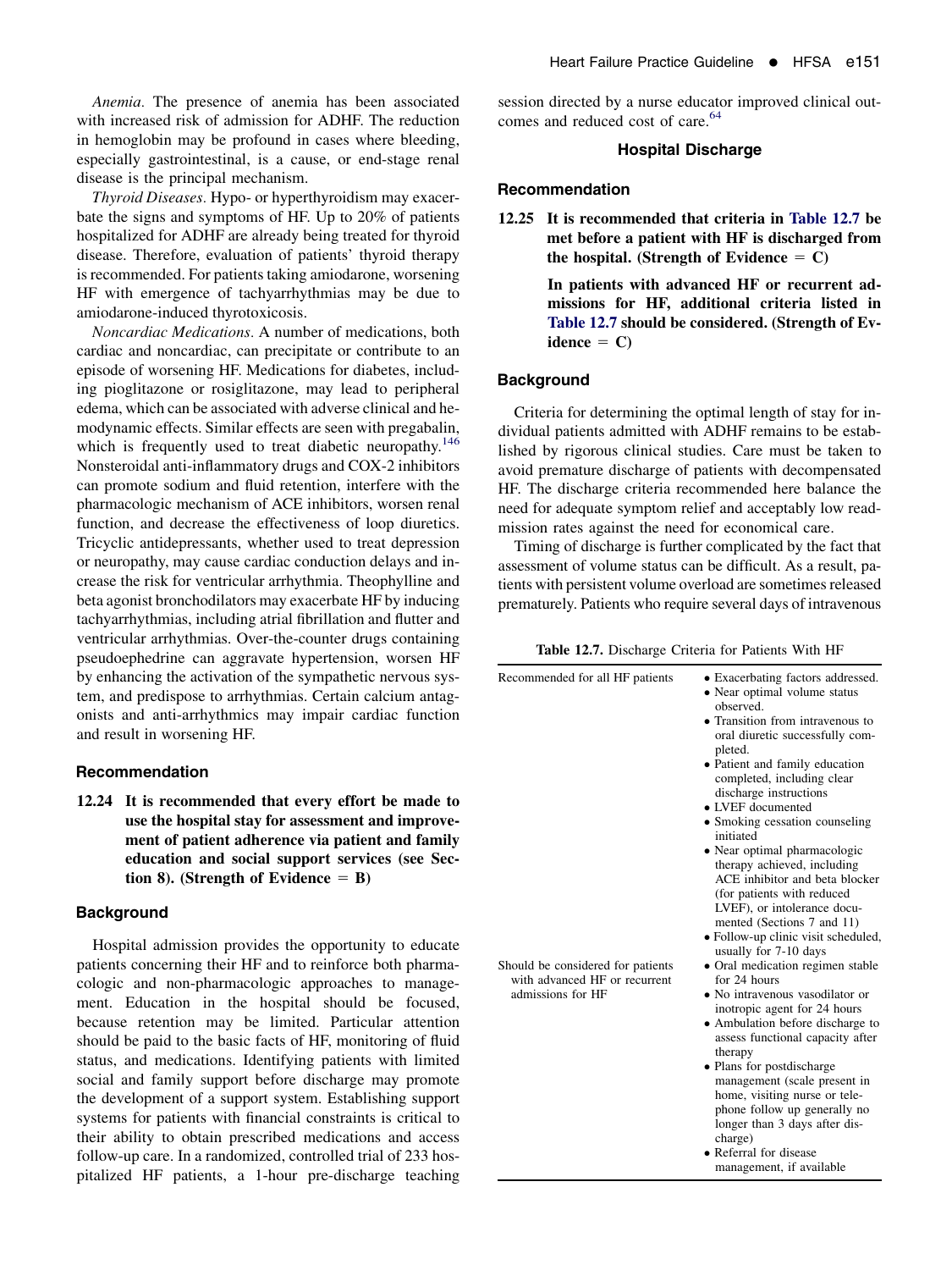*Anemia*. The presence of anemia has been associated with increased risk of admission for ADHF. The reduction in hemoglobin may be profound in cases where bleeding, especially gastrointestinal, is a cause, or end-stage renal disease is the principal mechanism.

*Thyroid Diseases*. Hypo- or hyperthyroidism may exacerbate the signs and symptoms of HF. Up to 20% of patients hospitalized for ADHF are already being treated for thyroid disease. Therefore, evaluation of patients' thyroid therapy is recommended. For patients taking amiodarone, worsening HF with emergence of tachyarrhythmias may be due to amiodarone-induced thyrotoxicosis.

*Noncardiac Medications*. A number of medications, both cardiac and noncardiac, can precipitate or contribute to an episode of worsening HF. Medications for diabetes, including pioglitazone or rosiglitazone, may lead to peripheral edema, which can be associated with adverse clinical and hemodynamic effects. Similar effects are seen with pregabalin, which is frequently used to treat diabetic neuropathy.[146] Nonsteroidal anti-inflammatory drugs and COX-2 inhibitors can promote sodium and fluid retention, interfere with the pharmacologic mechanism of ACE inhibitors, worsen renal function, and decrease the effectiveness of loop diuretics. Tricyclic antidepressants, whether used to treat depression or neuropathy, may cause cardiac conduction delays and increase the risk for ventricular arrhythmia. Theophylline and beta agonist bronchodilators may exacerbate HF by inducing tachyarrhythmias, including atrial fibrillation and flutter and ventricular arrhythmias. Over-the-counter drugs containing pseudoephedrine can aggravate hypertension, worsen HF by enhancing the activation of the sympathetic nervous system, and predispose to arrhythmias. Certain calcium antagonists and anti-arrhythmics may impair cardiac function and result in worsening HF.

### Recommendation

**12.24 It is recommended that every effort be made to use the hospital stay for assessment and improvement of patient adherence via patient and family education and social support services (see Section 8). (Strength of Evidence = B)**

### Background

Hospital admission provides the opportunity to educate patients concerning their HF and to reinforce both pharmacologic and non-pharmacologic approaches to management. Education in the hospital should be focused, because retention may be limited. Particular attention should be paid to the basic facts of HF, monitoring of fluid status, and medications. Identifying patients with limited social and family support before discharge may promote the development of a support system. Establishing support systems for patients with financial constraints is critical to their ability to obtain prescribed medications and access follow-up care. In a randomized, controlled trial of 233 hospitalized HF patients, a 1-hour pre-discharge teaching session directed by a nurse educator improved clinical outcomes and reduced cost of care.[64]

## Hospital Discharge

### Recommendation

**12.25 It is recommended that criteria in Table 12.7 be met before a patient with HF is discharged from the hospital. (Strength of Evidence = C)**

**In patients with advanced HF or recurrent admissions for HF, additional criteria listed in Table 12.7 should be considered. (Strength of Evidence = C)**

### Background

Criteria for determining the optimal length of stay for individual patients admitted with ADHF remains to be established by rigorous clinical studies. Care must be taken to avoid premature discharge of patients with decompensated HF. The discharge criteria recommended here balance the need for adequate symptom relief and acceptably low readmission rates against the need for economical care.

Timing of discharge is further complicated by the fact that assessment of volume status can be difficult. As a result, patients with persistent volume overload are sometimes released prematurely. Patients who require several days of intravenous

**Table 12.7.** Discharge Criteria for Patients With HF

| | |
|---|---|
| Recommended for all HF patients | • Exacerbating factors addressed.<br>• Near optimal volume status observed.<br>• Transition from intravenous to oral diuretic successfully completed.<br>• Patient and family education completed, including clear discharge instructions<br>• LVEF documented<br>• Smoking cessation counseling initiated<br>• Near optimal pharmacologic therapy achieved, including ACE inhibitor and beta blocker (for patients with reduced LVEF), or intolerance documented (Sections 7 and 11)<br>• Follow-up clinic visit scheduled, usually for 7-10 days |
| Should be considered for patients with advanced HF or recurrent admissions for HF | • Oral medication regimen stable for 24 hours<br>• No intravenous vasodilator or inotropic agent for 24 hours<br>• Ambulation before discharge to assess functional capacity after therapy<br>• Plans for postdischarge management (scale present in home, visiting nurse or telephone follow up generally no longer than 3 days after discharge)<br>• Referral for disease management, if available |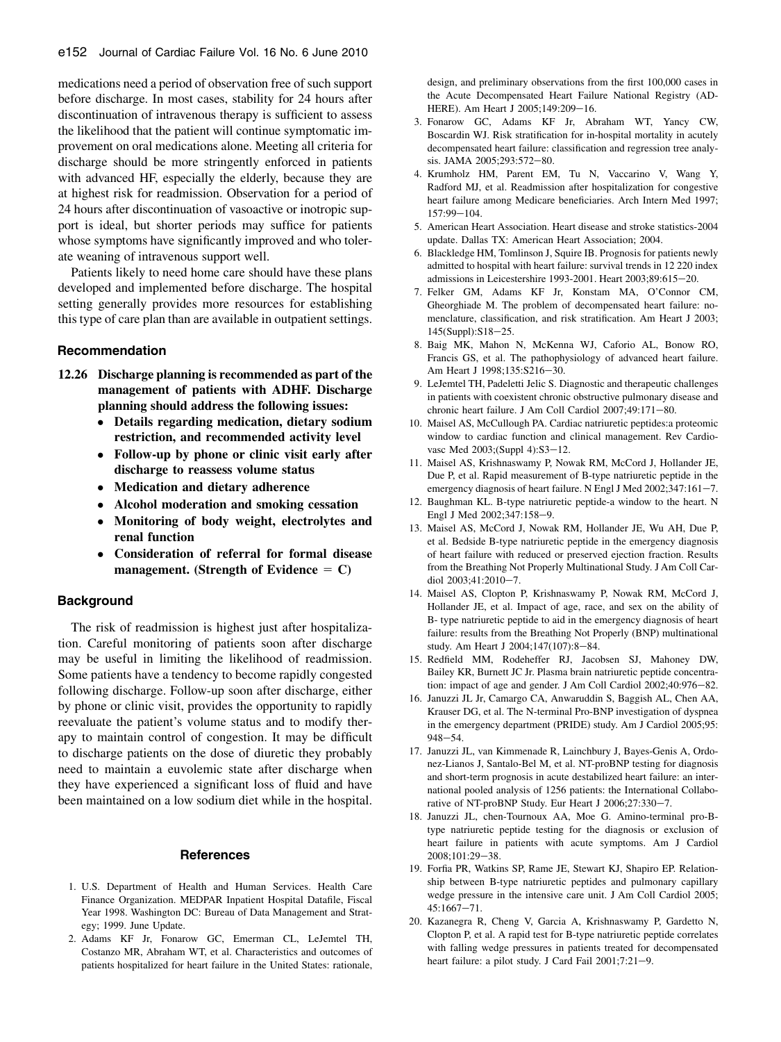medications need a period of observation free of such support before discharge. In most cases, stability for 24 hours after discontinuation of intravenous therapy is sufficient to assess the likelihood that the patient will continue symptomatic improvement on oral medications alone. Meeting all criteria for discharge should be more stringently enforced in patients with advanced HF, especially the elderly, because they are at highest risk for readmission. Observation for a period of 24 hours after discontinuation of vasoactive or inotropic support is ideal, but shorter periods may suffice for patients whose symptoms have significantly improved and who tolerate weaning of intravenous support well.

Patients likely to need home care should have these plans developed and implemented before discharge. The hospital setting generally provides more resources for establishing this type of care plan than are available in outpatient settings.

### Recommendation

**12.26 Discharge planning is recommended as part of the management of patients with ADHF. Discharge planning should address the following issues:**

- **Details regarding medication, dietary sodium restriction, and recommended activity level**
- **Follow-up by phone or clinic visit early after discharge to reassess volume status**
- **Medication and dietary adherence**
- **Alcohol moderation and smoking cessation**
- **Monitoring of body weight, electrolytes and renal function**
- **Consideration of referral for formal disease management. (Strength of Evidence = C)**

### Background

The risk of readmission is highest just after hospitalization. Careful monitoring of patients soon after discharge may be useful in limiting the likelihood of readmission. Some patients have a tendency to become rapidly congested following discharge. Follow-up soon after discharge, either by phone or clinic visit, provides the opportunity to rapidly reevaluate the patient's volume status and to modify therapy to maintain control of congestion. It may be difficult to discharge patients on the dose of diuretic they probably need to maintain a euvolemic state after discharge when they have experienced a significant loss of fluid and have been maintained on a low sodium diet while in the hospital.

## References

1. U.S. Department of Health and Human Services. Health Care Finance Organization. MEDPAR Inpatient Hospital Datafile, Fiscal Year 1998. Washington DC: Bureau of Data Management and Strategy; 1999. June Update.
2. Adams KF Jr, Fonarow GC, Emerman CL, LeJemtel TH, Costanzo MR, Abraham WT, et al. Characteristics and outcomes of patients hospitalized for heart failure in the United States: rationale, design, and preliminary observations from the first 100,000 cases in the Acute Decompensated Heart Failure National Registry (ADHERE). Am Heart J 2005;149:209–16.
3. Fonarow GC, Adams KF Jr, Abraham WT, Yancy CW, Boscardin WJ. Risk stratification for in-hospital mortality in acutely decompensated heart failure: classification and regression tree analysis. JAMA 2005;293:572–80.
4. Krumholz HM, Parent EM, Tu N, Vaccarino V, Wang Y, Radford MJ, et al. Readmission after hospitalization for congestive heart failure among Medicare beneficiaries. Arch Intern Med 1997; 157:99–104.
5. American Heart Association. Heart disease and stroke statistics-2004 update. Dallas TX: American Heart Association; 2004.
6. Blackledge HM, Tomlinson J, Squire IB. Prognosis for patients newly admitted to hospital with heart failure: survival trends in 12 220 index admissions in Leicestershire 1993-2001. Heart 2003;89:615–20.
7. Felker GM, Adams KF Jr, Konstam MA, O'Connor CM, Gheorghiade M. The problem of decompensated heart failure: nomenclature, classification, and risk stratification. Am Heart J 2003; 145(Suppl):S18–25.
8. Baig MK, Mahon N, McKenna WJ, Caforio AL, Bonow RO, Francis GS, et al. The pathophysiology of advanced heart failure. Am Heart J 1998;135:S216–30.
9. LeJemtel TH, Padeletti Jelic S. Diagnostic and therapeutic challenges in patients with coexistent chronic obstructive pulmonary disease and chronic heart failure. J Am Coll Cardiol 2007;49:171–80.
10. Maisel AS, McCullough PA. Cardiac natriuretic peptides:a proteomic window to cardiac function and clinical management. Rev Cardiovasc Med 2003;(Suppl 4):S3–12.
11. Maisel AS, Krishnaswamy P, Nowak RM, McCord J, Hollander JE, Due P, et al. Rapid measurement of B-type natriuretic peptide in the emergency diagnosis of heart failure. N Engl J Med 2002;347:161–7.
12. Baughman KL. B-type natriuretic peptide-a window to the heart. N Engl J Med 2002;347:158–9.
13. Maisel AS, McCord J, Nowak RM, Hollander JE, Wu AH, Due P, et al. Bedside B-type natriuretic peptide in the emergency diagnosis of heart failure with reduced or preserved ejection fraction. Results from the Breathing Not Properly Multinational Study. J Am Coll Cardiol 2003;41:2010–7.
14. Maisel AS, Clopton P, Krishnaswamy P, Nowak RM, McCord J, Hollander JE, et al. Impact of age, race, and sex on the ability of B- type natriuretic peptide to aid in the emergency diagnosis of heart failure: results from the Breathing Not Properly (BNP) multinational study. Am Heart J 2004;147(107):8–84.
15. Redfield MM, Rodeheffer RJ, Jacobsen SJ, Mahoney DW, Bailey KR, Burnett JC Jr. Plasma brain natriuretic peptide concentration: impact of age and gender. J Am Coll Cardiol 2002;40:976–82.
16. Januzzi JL Jr, Camargo CA, Anwaruddin S, Baggish AL, Chen AA, Krauser DG, et al. The N-terminal Pro-BNP investigation of dyspnea in the emergency department (PRIDE) study. Am J Cardiol 2005;95: 948–54.
17. Januzzi JL, van Kimmenade R, Lainchbury J, Bayes-Genis A, Ordonez-Llanos J, Santalo-Bel M, et al. NT-proBNP testing for diagnosis and short-term prognosis in acute destabilized heart failure: an international pooled analysis of 1256 patients: the International Collaborative of NT-proBNP Study. Eur Heart J 2006;27:330–7.
18. Januzzi JL, chen-Tournoux AA, Moe G. Amino-terminal pro-B-type natriuretic peptide testing for the diagnosis or exclusion of heart failure in patients with acute symptoms. Am J Cardiol 2008;101:29–38.
19. Forfia PR, Watkins SP, Rame JE, Stewart KJ, Shapiro EP. Relationship between B-type natriuretic peptides and pulmonary capillary wedge pressure in the intensive care unit. J Am Coll Cardiol 2005; 45:1667–71.
20. Kazanegra R, Cheng V, Garcia A, Krishnaswamy P, Gardetto N, Clopton P, et al. A rapid test for B-type natriuretic peptide correlates with falling wedge pressures in patients treated for decompensated heart failure: a pilot study. J Card Fail 2001;7:21–9.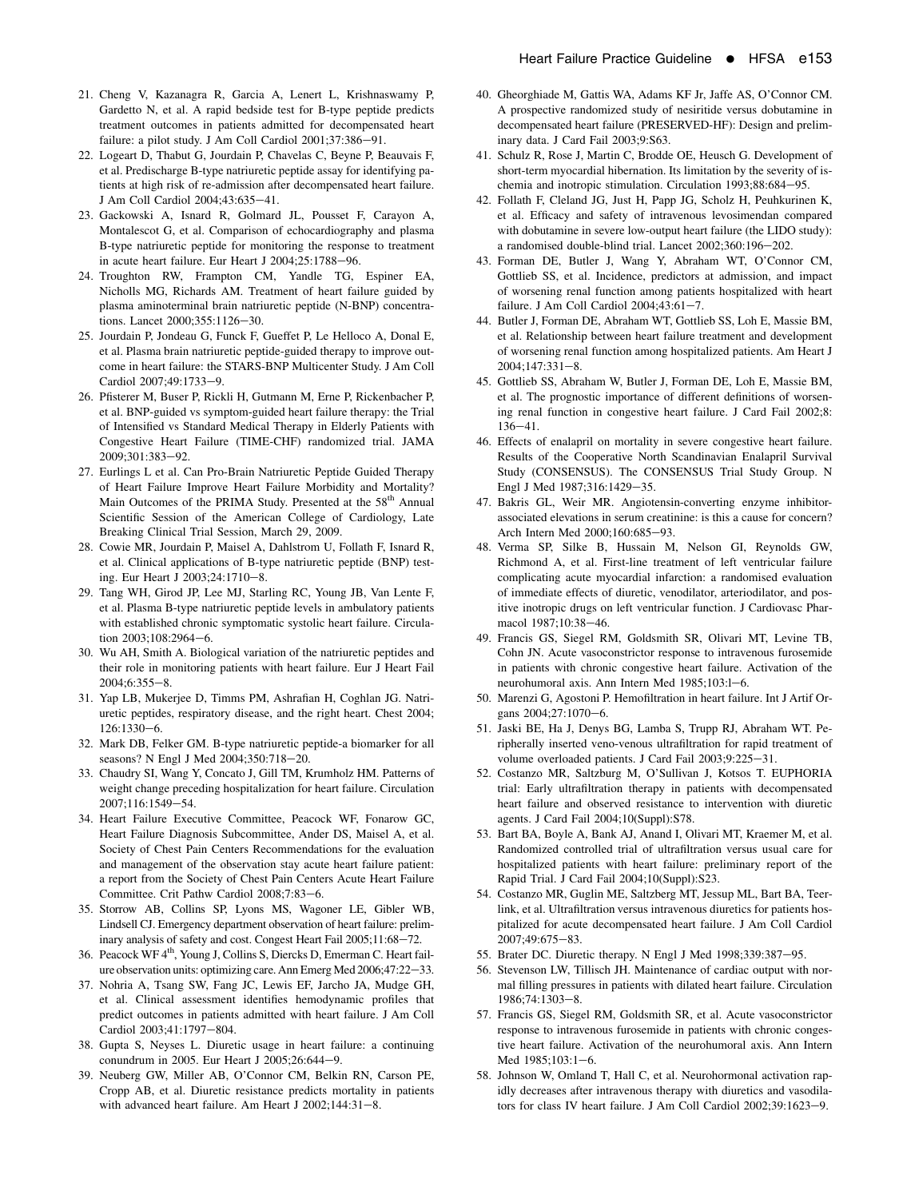21. Cheng V, Kazanagra R, Garcia A, Lenert L, Krishnaswamy P, Gardetto N, et al. A rapid bedside test for B-type peptide predicts treatment outcomes in patients admitted for decompensated heart failure: a pilot study. J Am Coll Cardiol 2001;37:386–91.
22. Logeart D, Thabut G, Jourdain P, Chavelas C, Beyne P, Beauvais F, et al. Predischarge B-type natriuretic peptide assay for identifying patients at high risk of re-admission after decompensated heart failure. J Am Coll Cardiol 2004;43:635–41.
23. Gackowski A, Isnard R, Golmard JL, Pousset F, Carayon A, Montalescot G, et al. Comparison of echocardiography and plasma B-type natriuretic peptide for monitoring the response to treatment in acute heart failure. Eur Heart J 2004;25:1788–96.
24. Troughton RW, Frampton CM, Yandle TG, Espiner EA, Nicholls MG, Richards AM. Treatment of heart failure guided by plasma aminoterminal brain natriuretic peptide (N-BNP) concentrations. Lancet 2000;355:1126–30.
25. Jourdain P, Jondeau G, Funck F, Gueffet P, Le Helloco A, Donal E, et al. Plasma brain natriuretic peptide-guided therapy to improve outcome in heart failure: the STARS-BNP Multicenter Study. J Am Coll Cardiol 2007;49:1733–9.
26. Pfisterer M, Buser P, Rickli H, Gutmann M, Erne P, Rickenbacher P, et al. BNP-guided vs symptom-guided heart failure therapy: the Trial of Intensified vs Standard Medical Therapy in Elderly Patients with Congestive Heart Failure (TIME-CHF) randomized trial. JAMA 2009;301:383–92.
27. Eurlings L et al. Can Pro-Brain Natriuretic Peptide Guided Therapy of Heart Failure Improve Heart Failure Morbidity and Mortality? Main Outcomes of the PRIMA Study. Presented at the 58th Annual Scientific Session of the American College of Cardiology, Late Breaking Clinical Trial Session, March 29, 2009.
28. Cowie MR, Jourdain P, Maisel A, Dahlstrom U, Follath F, Isnard R, et al. Clinical applications of B-type natriuretic peptide (BNP) testing. Eur Heart J 2003;24:1710–8.
29. Tang WH, Girod JP, Lee MJ, Starling RC, Young JB, Van Lente F, et al. Plasma B-type natriuretic peptide levels in ambulatory patients with established chronic symptomatic systolic heart failure. Circulation 2003;108:2964–6.
30. Wu AH, Smith A. Biological variation of the natriuretic peptides and their role in monitoring patients with heart failure. Eur J Heart Fail 2004;6:355–8.
31. Yap LB, Mukerjee D, Timms PM, Ashrafian H, Coghlan JG. Natriuretic peptides, respiratory disease, and the right heart. Chest 2004; 126:1330–6.
32. Mark DB, Felker GM. B-type natriuretic peptide-a biomarker for all seasons? N Engl J Med 2004;350:718–20.
33. Chaudry SI, Wang Y, Concato J, Gill TM, Krumholz HM. Patterns of weight change preceding hospitalization for heart failure. Circulation 2007;116:1549–54.
34. Heart Failure Executive Committee, Peacock WF, Fonarow GC, Heart Failure Diagnosis Subcommittee, Ander DS, Maisel A, et al. Society of Chest Pain Centers Recommendations for the evaluation and management of the observation stay acute heart failure patient: a report from the Society of Chest Pain Centers Acute Heart Failure Committee. Crit Pathw Cardiol 2008;7:83–6.
35. Storrow AB, Collins SP, Lyons MS, Wagoner LE, Gibler WB, Lindsell CJ. Emergency department observation of heart failure: preliminary analysis of safety and cost. Congest Heart Fail 2005;11:68–72.
36. Peacock WF 4th, Young J, Collins S, Diercks D, Emerman C. Heart failure observation units: optimizing care. Ann Emerg Med 2006;47:22–33.
37. Nohria A, Tsang SW, Fang JC, Lewis EF, Jarcho JA, Mudge GH, et al. Clinical assessment identifies hemodynamic profiles that predict outcomes in patients admitted with heart failure. J Am Coll Cardiol 2003;41:1797–804.
38. Gupta S, Neyses L. Diuretic usage in heart failure: a continuing conundrum in 2005. Eur Heart J 2005;26:644–9.
39. Neuberg GW, Miller AB, O'Connor CM, Belkin RN, Carson PE, Cropp AB, et al. Diuretic resistance predicts mortality in patients with advanced heart failure. Am Heart J 2002;144:31–8.
40. Gheorghiade M, Gattis WA, Adams KF Jr, Jaffe AS, O'Connor CM. A prospective randomized study of nesiritide versus dobutamine in decompensated heart failure (PRESERVED-HF): Design and preliminary data. J Card Fail 2003;9:S63.
41. Schulz R, Rose J, Martin C, Brodde OE, Heusch G. Development of short-term myocardial hibernation. Its limitation by the severity of ischemia and inotropic stimulation. Circulation 1993;88:684–95.
42. Follath F, Cleland JG, Just H, Papp JG, Scholz H, Peuhkurinen K, et al. Efficacy and safety of intravenous levosimendan compared with dobutamine in severe low-output heart failure (the LIDO study): a randomised double-blind trial. Lancet 2002;360:196–202.
43. Forman DE, Butler J, Wang Y, Abraham WT, O'Connor CM, Gottlieb SS, et al. Incidence, predictors at admission, and impact of worsening renal function among patients hospitalized with heart failure. J Am Coll Cardiol 2004;43:61–7.
44. Butler J, Forman DE, Abraham WT, Gottlieb SS, Loh E, Massie BM, et al. Relationship between heart failure treatment and development of worsening renal function among hospitalized patients. Am Heart J 2004;147:331–8.
45. Gottlieb SS, Abraham W, Butler J, Forman DE, Loh E, Massie BM, et al. The prognostic importance of different definitions of worsening renal function in congestive heart failure. J Card Fail 2002;8: 136–41.
46. Effects of enalapril on mortality in severe congestive heart failure. Results of the Cooperative North Scandinavian Enalapril Survival Study (CONSENSUS). The CONSENSUS Trial Study Group. N Engl J Med 1987;316:1429–35.
47. Bakris GL, Weir MR. Angiotensin-converting enzyme inhibitor-associated elevations in serum creatinine: is this a cause for concern? Arch Intern Med 2000;160:685–93.
48. Verma SP, Silke B, Hussain M, Nelson GI, Reynolds GW, Richmond A, et al. First-line treatment of left ventricular failure complicating acute myocardial infarction: a randomised evaluation of immediate effects of diuretic, venodilator, arteriodilator, and positive inotropic drugs on left ventricular function. J Cardiovasc Pharmacol 1987;10:38–46.
49. Francis GS, Siegel RM, Goldsmith SR, Olivari MT, Levine TB, Cohn JN. Acute vasoconstrictor response to intravenous furosemide in patients with chronic congestive heart failure. Activation of the neurohumoral axis. Ann Intern Med 1985;103:l–6.
50. Marenzi G, Agostoni P. Hemofiltration in heart failure. Int J Artif Organs 2004;27:1070–6.
51. Jaski BE, Ha J, Denys BG, Lamba S, Trupp RJ, Abraham WT. Peripherally inserted veno-venous ultrafiltration for rapid treatment of volume overloaded patients. J Card Fail 2003;9:225–31.
52. Costanzo MR, Saltzburg M, O'Sullivan J, Kotsos T. EUPHORIA trial: Early ultrafiltration therapy in patients with decompensated heart failure and observed resistance to intervention with diuretic agents. J Card Fail 2004;10(Suppl):S78.
53. Bart BA, Boyle A, Bank AJ, Anand I, Olivari MT, Kraemer M, et al. Randomized controlled trial of ultrafiltration versus usual care for hospitalized patients with heart failure: preliminary report of the Rapid Trial. J Card Fail 2004;10(Suppl):S23.
54. Costanzo MR, Guglin ME, Saltzberg MT, Jessup ML, Bart BA, Teerlink, et al. Ultrafiltration versus intravenous diuretics for patients hospitalized for acute decompensated heart failure. J Am Coll Cardiol 2007;49:675–83.
55. Brater DC. Diuretic therapy. N Engl J Med 1998;339:387–95.
56. Stevenson LW, Tillisch JH. Maintenance of cardiac output with normal filling pressures in patients with dilated heart failure. Circulation 1986;74:1303–8.
57. Francis GS, Siegel RM, Goldsmith SR, et al. Acute vasoconstrictor response to intravenous furosemide in patients with chronic congestive heart failure. Activation of the neurohumoral axis. Ann Intern Med 1985;103:1–6.
58. Johnson W, Omland T, Hall C, et al. Neurohormonal activation rapidly decreases after intravenous therapy with diuretics and vasodilators for class IV heart failure. J Am Coll Cardiol 2002;39:1623–9.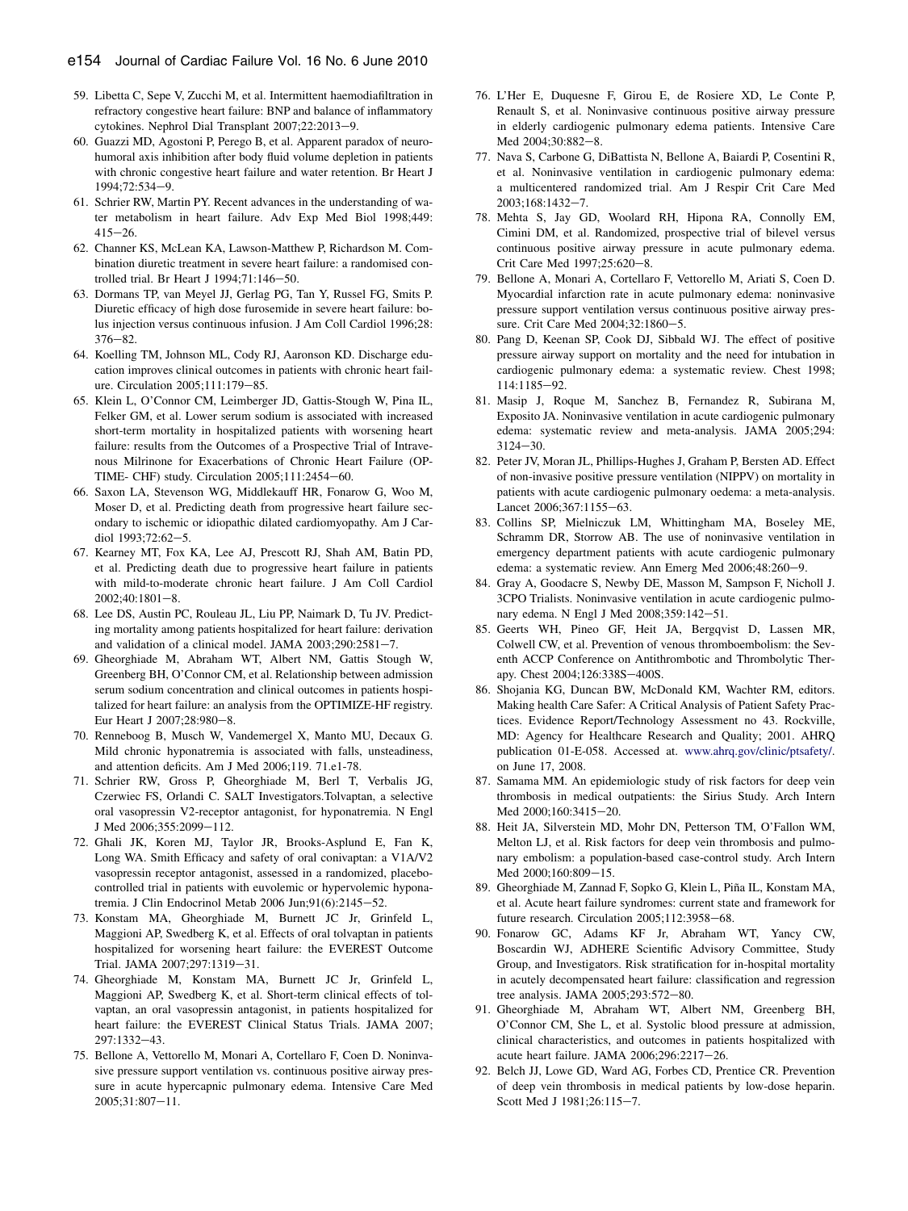59. Libetta C, Sepe V, Zucchi M, et al. Intermittent haemodiafiltration in refractory congestive heart failure: BNP and balance of inflammatory cytokines. Nephrol Dial Transplant 2007;22:2013–9.
60. Guazzi MD, Agostoni P, Perego B, et al. Apparent paradox of neurohumoral axis inhibition after body fluid volume depletion in patients with chronic congestive heart failure and water retention. Br Heart J 1994;72:534–9.
61. Schrier RW, Martin PY. Recent advances in the understanding of water metabolism in heart failure. Adv Exp Med Biol 1998;449: 415–26.
62. Channer KS, McLean KA, Lawson-Matthew P, Richardson M. Combination diuretic treatment in severe heart failure: a randomised controlled trial. Br Heart J 1994;71:146–50.
63. Dormans TP, van Meyel JJ, Gerlag PG, Tan Y, Russel FG, Smits P. Diuretic efficacy of high dose furosemide in severe heart failure: bolus injection versus continuous infusion. J Am Coll Cardiol 1996;28: 376–82.
64. Koelling TM, Johnson ML, Cody RJ, Aaronson KD. Discharge education improves clinical outcomes in patients with chronic heart failure. Circulation 2005;111:179–85.
65. Klein L, O'Connor CM, Leimberger JD, Gattis-Stough W, Pina IL, Felker GM, et al. Lower serum sodium is associated with increased short-term mortality in hospitalized patients with worsening heart failure: results from the Outcomes of a Prospective Trial of Intravenous Milrinone for Exacerbations of Chronic Heart Failure (OPTIME- CHF) study. Circulation 2005;111:2454–60.
66. Saxon LA, Stevenson WG, Middlekauff HR, Fonarow G, Woo M, Moser D, et al. Predicting death from progressive heart failure secondary to ischemic or idiopathic dilated cardiomyopathy. Am J Cardiol 1993;72:62–5.
67. Kearney MT, Fox KA, Lee AJ, Prescott RJ, Shah AM, Batin PD, et al. Predicting death due to progressive heart failure in patients with mild-to-moderate chronic heart failure. J Am Coll Cardiol 2002;40:1801–8.
68. Lee DS, Austin PC, Rouleau JL, Liu PP, Naimark D, Tu JV. Predicting mortality among patients hospitalized for heart failure: derivation and validation of a clinical model. JAMA 2003;290:2581–7.
69. Gheorghiade M, Abraham WT, Albert NM, Gattis Stough W, Greenberg BH, O'Connor CM, et al. Relationship between admission serum sodium concentration and clinical outcomes in patients hospitalized for heart failure: an analysis from the OPTIMIZE-HF registry. Eur Heart J 2007;28:980–8.
70. Renneboog B, Musch W, Vandemergel X, Manto MU, Decaux G. Mild chronic hyponatremia is associated with falls, unsteadiness, and attention deficits. Am J Med 2006;119. 71.e1-78.
71. Schrier RW, Gross P, Gheorghiade M, Berl T, Verbalis JG, Czerwiec FS, Orlandi C. SALT Investigators.Tolvaptan, a selective oral vasopressin V2-receptor antagonist, for hyponatremia. N Engl J Med 2006;355:2099–112.
72. Ghali JK, Koren MJ, Taylor JR, Brooks-Asplund E, Fan K, Long WA. Smith Efficacy and safety of oral conivaptan: a V1A/V2 vasopressin receptor antagonist, assessed in a randomized, placebo-controlled trial in patients with euvolemic or hypervolemic hyponatremia. J Clin Endocrinol Metab 2006 Jun;91(6):2145–52.
73. Konstam MA, Gheorghiade M, Burnett JC Jr, Grinfeld L, Maggioni AP, Swedberg K, et al. Effects of oral tolvaptan in patients hospitalized for worsening heart failure: the EVEREST Outcome Trial. JAMA 2007;297:1319–31.
74. Gheorghiade M, Konstam MA, Burnett JC Jr, Grinfeld L, Maggioni AP, Swedberg K, et al. Short-term clinical effects of tolvaptan, an oral vasopressin antagonist, in patients hospitalized for heart failure: the EVEREST Clinical Status Trials. JAMA 2007; 297:1332–43.
75. Bellone A, Vettorello M, Monari A, Cortellaro F, Coen D. Noninvasive pressure support ventilation vs. continuous positive airway pressure in acute hypercapnic pulmonary edema. Intensive Care Med 2005;31:807–11.
76. L'Her E, Duquesne F, Girou E, de Rosiere XD, Le Conte P, Renault S, et al. Noninvasive continuous positive airway pressure in elderly cardiogenic pulmonary edema patients. Intensive Care Med 2004;30:882–8.
77. Nava S, Carbone G, DiBattista N, Bellone A, Baiardi P, Cosentini R, et al. Noninvasive ventilation in cardiogenic pulmonary edema: a multicentered randomized trial. Am J Respir Crit Care Med 2003;168:1432–7.
78. Mehta S, Jay GD, Woolard RH, Hipona RA, Connolly EM, Cimini DM, et al. Randomized, prospective trial of bilevel versus continuous positive airway pressure in acute pulmonary edema. Crit Care Med 1997;25:620–8.
79. Bellone A, Monari A, Cortellaro F, Vettorello M, Ariati S, Coen D. Myocardial infarction rate in acute pulmonary edema: noninvasive pressure support ventilation versus continuous positive airway pressure. Crit Care Med 2004;32:1860–5.
80. Pang D, Keenan SP, Cook DJ, Sibbald WJ. The effect of positive pressure airway support on mortality and the need for intubation in cardiogenic pulmonary edema: a systematic review. Chest 1998; 114:1185–92.
81. Masip J, Roque M, Sanchez B, Fernandez R, Subirana M, Exposito JA. Noninvasive ventilation in acute cardiogenic pulmonary edema: systematic review and meta-analysis. JAMA 2005;294: 3124–30.
82. Peter JV, Moran JL, Phillips-Hughes J, Graham P, Bersten AD. Effect of non-invasive positive pressure ventilation (NIPPV) on mortality in patients with acute cardiogenic pulmonary oedema: a meta-analysis. Lancet 2006;367:1155–63.
83. Collins SP, Mielniczuk LM, Whittingham MA, Boseley ME, Schramm DR, Storrow AB. The use of noninvasive ventilation in emergency department patients with acute cardiogenic pulmonary edema: a systematic review. Ann Emerg Med 2006;48:260–9.
84. Gray A, Goodacre S, Newby DE, Masson M, Sampson F, Nicholl J. 3CPO Trialists. Noninvasive ventilation in acute cardiogenic pulmonary edema. N Engl J Med 2008;359:142–51.
85. Geerts WH, Pineo GF, Heit JA, Bergqvist D, Lassen MR, Colwell CW, et al. Prevention of venous thromboembolism: the Seventh ACCP Conference on Antithrombotic and Thrombolytic Therapy. Chest 2004;126:338S–400S.
86. Shojania KG, Duncan BW, McDonald KM, Wachter RM, editors. Making health Care Safer: A Critical Analysis of Patient Safety Practices. Evidence Report/Technology Assessment no 43. Rockville, MD: Agency for Healthcare Research and Quality; 2001. AHRQ publication 01-E-058. Accessed at. www.ahrq.gov/clinic/ptsafety/. on June 17, 2008.
87. Samama MM. An epidemiologic study of risk factors for deep vein thrombosis in medical outpatients: the Sirius Study. Arch Intern Med 2000;160:3415–20.
88. Heit JA, Silverstein MD, Mohr DN, Petterson TM, O'Fallon WM, Melton LJ, et al. Risk factors for deep vein thrombosis and pulmonary embolism: a population-based case-control study. Arch Intern Med 2000;160:809–15.
89. Gheorghiade M, Zannad F, Sopko G, Klein L, Piña IL, Konstam MA, et al. Acute heart failure syndromes: current state and framework for future research. Circulation 2005;112:3958–68.
90. Fonarow GC, Adams KF Jr, Abraham WT, Yancy CW, Boscardin WJ, ADHERE Scientific Advisory Committee, Study Group, and Investigators. Risk stratification for in-hospital mortality in acutely decompensated heart failure: classification and regression tree analysis. JAMA 2005;293:572–80.
91. Gheorghiade M, Abraham WT, Albert NM, Greenberg BH, O'Connor CM, She L, et al. Systolic blood pressure at admission, clinical characteristics, and outcomes in patients hospitalized with acute heart failure. JAMA 2006;296:2217–26.
92. Belch JJ, Lowe GD, Ward AG, Forbes CD, Prentice CR. Prevention of deep vein thrombosis in medical patients by low-dose heparin. Scott Med J 1981;26:115–7.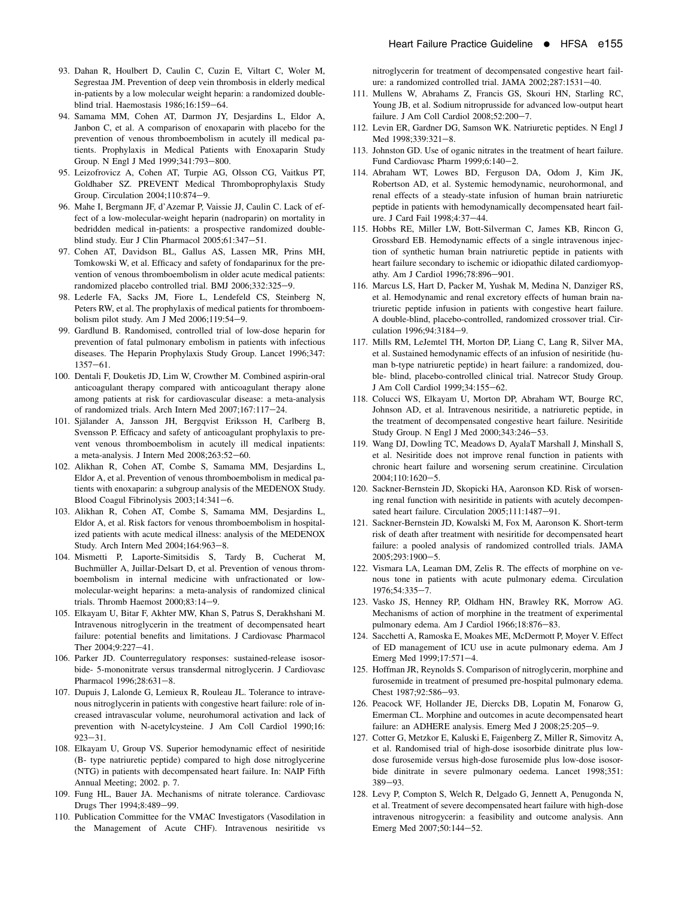93. Dahan R, Houlbert D, Caulin C, Cuzin E, Viltart C, Woler M, Segrestaa JM. Prevention of deep vein thrombosis in elderly medical in-patients by a low molecular weight heparin: a randomized double-blind trial. Haemostasis 1986;16:159–64.
94. Samama MM, Cohen AT, Darmon JY, Desjardins L, Eldor A, Janbon C, et al. A comparison of enoxaparin with placebo for the prevention of venous thromboembolism in acutely ill medical patients. Prophylaxis in Medical Patients with Enoxaparin Study Group. N Engl J Med 1999;341:793–800.
95. Leizofrovicz A, Cohen AT, Turpie AG, Olsson CG, Vaitkus PT, Goldhaber SZ. PREVENT Medical Thromboprophylaxis Study Group. Circulation 2004;110:874–9.
96. Mahe I, Bergmann JF, d'Azemar P, Vaissie JJ, Caulin C. Lack of effect of a low-molecular-weight heparin (nadroparin) on mortality in bedridden medical in-patients: a prospective randomized double-blind study. Eur J Clin Pharmacol 2005;61:347–51.
97. Cohen AT, Davidson BL, Gallus AS, Lassen MR, Prins MH, Tomkowski W, et al. Efficacy and safety of fondaparinux for the prevention of venous thromboembolism in older acute medical patients: randomized placebo controlled trial. BMJ 2006;332:325–9.
98. Lederle FA, Sacks JM, Fiore L, Lendefeld CS, Steinberg N, Peters RW, et al. The prophylaxis of medical patients for thromboembolism pilot study. Am J Med 2006;119:54–9.
99. Gardlund B. Randomised, controlled trial of low-dose heparin for prevention of fatal pulmonary embolism in patients with infectious diseases. The Heparin Prophylaxis Study Group. Lancet 1996;347:1357–61.
100. Dentali F, Douketis JD, Lim W, Crowther M. Combined aspirin-oral anticoagulant therapy compared with anticoagulant therapy alone among patients at risk for cardiovascular disease: a meta-analysis of randomized trials. Arch Intern Med 2007;167:117–24.
101. Själander A, Jansson JH, Bergqvist Eriksson H, Carlberg B, Svensson P. Efficacy and safety of anticoagulant prophylaxis to prevent venous thromboembolism in acutely ill medical inpatients: a meta-analysis. J Intern Med 2008;263:52–60.
102. Alikhan R, Cohen AT, Combe S, Samama MM, Desjardins L, Eldor A, et al. Prevention of venous thromboembolism in medical patients with enoxaparin: a subgroup analysis of the MEDENOX Study. Blood Coagul Fibrinolysis 2003;14:341–6.
103. Alikhan R, Cohen AT, Combe S, Samama MM, Desjardins L, Eldor A, et al. Risk factors for venous thromboembolism in hospitalized patients with acute medical illness: analysis of the MEDENOX Study. Arch Intern Med 2004;164:963–8.
104. Mismetti P, Laporte-Simitsidis S, Tardy B, Cucherat M, Buchmüller A, Juillar-Delsart D, et al. Prevention of venous thromboembolism in internal medicine with unfractionated or low-molecular-weight heparins: a meta-analysis of randomized clinical trials. Thromb Haemost 2000;83:14–9.
105. Elkayam U, Bitar F, Akhter MW, Khan S, Patrus S, Derakhshani M. Intravenous nitroglycerin in the treatment of decompensated heart failure: potential benefits and limitations. J Cardiovasc Pharmacol Ther 2004;9:227–41.
106. Parker JD. Counterregulatory responses: sustained-release isosorbide- 5-mononitrate versus transdermal nitroglycerin. J Cardiovasc Pharmacol 1996;28:631–8.
107. Dupuis J, Lalonde G, Lemieux R, Rouleau JL. Tolerance to intravenous nitroglycerin in patients with congestive heart failure: role of increased intravascular volume, neurohumoral activation and lack of prevention with N-acetylcysteine. J Am Coll Cardiol 1990;16:923–31.
108. Elkayam U, Group VS. Superior hemodynamic effect of nesiritide (B- type natriuretic peptide) compared to high dose nitroglycerine (NTG) in patients with decompensated heart failure. In: NAIP Fifth Annual Meeting; 2002. p. 7.
109. Fung HL, Bauer JA. Mechanisms of nitrate tolerance. Cardiovasc Drugs Ther 1994;8:489–99.
110. Publication Committee for the VMAC Investigators (Vasodilation in the Management of Acute CHF). Intravenous nesiritide vs nitroglycerin for treatment of decompensated congestive heart failure: a randomized controlled trial. JAMA 2002;287:1531–40.
111. Mullens W, Abrahams Z, Francis GS, Skouri HN, Starling RC, Young JB, et al. Sodium nitroprusside for advanced low-output heart failure. J Am Coll Cardiol 2008;52:200–7.
112. Levin ER, Gardner DG, Samson WK. Natriuretic peptides. N Engl J Med 1998;339:321–8.
113. Johnston GD. Use of oganic nitrates in the treatment of heart failure. Fund Cardiovasc Pharm 1999;6:140–2.
114. Abraham WT, Lowes BD, Ferguson DA, Odom J, Kim JK, Robertson AD, et al. Systemic hemodynamic, neurohormonal, and renal effects of a steady-state infusion of human brain natriuretic peptide in patients with hemodynamically decompensated heart failure. J Card Fail 1998;4:37–44.
115. Hobbs RE, Miller LW, Bott-Silverman C, James KB, Rincon G, Grossbard EB. Hemodynamic effects of a single intravenous injection of synthetic human brain natriuretic peptide in patients with heart failure secondary to ischemic or idiopathic dilated cardiomyopathy. Am J Cardiol 1996;78:896–901.
116. Marcus LS, Hart D, Packer M, Yushak M, Medina N, Danziger RS, et al. Hemodynamic and renal excretory effects of human brain natriuretic peptide infusion in patients with congestive heart failure. A double-blind, placebo-controlled, randomized crossover trial. Circulation 1996;94:3184–9.
117. Mills RM, LeJemtel TH, Morton DP, Liang C, Lang R, Silver MA, et al. Sustained hemodynamic effects of an infusion of nesiritide (human b-type natriuretic peptide) in heart failure: a randomized, double- blind, placebo-controlled clinical trial. Natrecor Study Group. J Am Coll Cardiol 1999;34:155–62.
118. Colucci WS, Elkayam U, Morton DP, Abraham WT, Bourge RC, Johnson AD, et al. Intravenous nesiritide, a natriuretic peptide, in the treatment of decompensated congestive heart failure. Nesiritide Study Group. N Engl J Med 2000;343:246–53.
119. Wang DJ, Dowling TC, Meadows D, AyalaT Marshall J, Minshall S, et al. Nesiritide does not improve renal function in patients with chronic heart failure and worsening serum creatinine. Circulation 2004;110:1620–5.
120. Sackner-Bernstein JD, Skopicki HA, Aaronson KD. Risk of worsening renal function with nesiritide in patients with acutely decompensated heart failure. Circulation 2005;111:1487–91.
121. Sackner-Bernstein JD, Kowalski M, Fox M, Aaronson K. Short-term risk of death after treatment with nesiritide for decompensated heart failure: a pooled analysis of randomized controlled trials. JAMA 2005;293:1900–5.
122. Vismara LA, Leaman DM, Zelis R. The effects of morphine on venous tone in patients with acute pulmonary edema. Circulation 1976;54:335–7.
123. Vasko JS, Henney RP, Oldham HN, Brawley RK, Morrow AG. Mechanisms of action of morphine in the treatment of experimental pulmonary edema. Am J Cardiol 1966;18:876–83.
124. Sacchetti A, Ramoska E, Moakes ME, McDermott P, Moyer V. Effect of ED management of ICU use in acute pulmonary edema. Am J Emerg Med 1999;17:571–4.
125. Hoffman JR, Reynolds S. Comparison of nitroglycerin, morphine and furosemide in treatment of presumed pre-hospital pulmonary edema. Chest 1987;92:586–93.
126. Peacock WF, Hollander JE, Diercks DB, Lopatin M, Fonarow G, Emerman CL. Morphine and outcomes in acute decompensated heart failure: an ADHERE analysis. Emerg Med J 2008;25:205–9.
127. Cotter G, Metzkor E, Kaluski E, Faigenberg Z, Miller R, Simovitz A, et al. Randomised trial of high-dose isosorbide dinitrate plus low-dose furosemide versus high-dose furosemide plus low-dose isosorbide dinitrate in severe pulmonary oedema. Lancet 1998;351:389–93.
128. Levy P, Compton S, Welch R, Delgado G, Jennett A, Penugonda N, et al. Treatment of severe decompensated heart failure with high-dose intravenous nitrogycerin: a feasibility and outcome analysis. Ann Emerg Med 2007;50:144–52.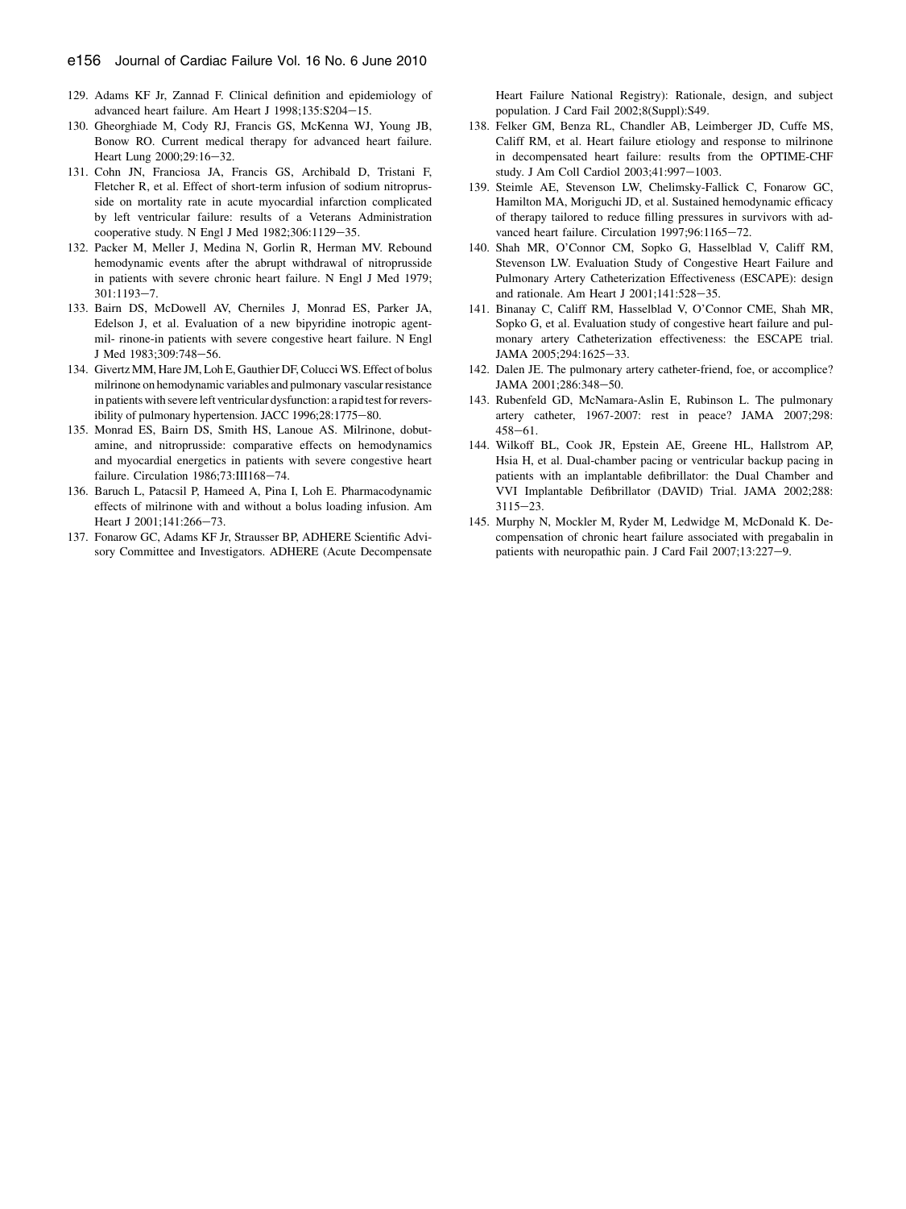129. Adams KF Jr, Zannad F. Clinical definition and epidemiology of advanced heart failure. Am Heart J 1998;135:S204–15.
130. Gheorghiade M, Cody RJ, Francis GS, McKenna WJ, Young JB, Bonow RO. Current medical therapy for advanced heart failure. Heart Lung 2000;29:16–32.
131. Cohn JN, Franciosa JA, Francis GS, Archibald D, Tristani F, Fletcher R, et al. Effect of short-term infusion of sodium nitroprusside on mortality rate in acute myocardial infarction complicated by left ventricular failure: results of a Veterans Administration cooperative study. N Engl J Med 1982;306:1129–35.
132. Packer M, Meller J, Medina N, Gorlin R, Herman MV. Rebound hemodynamic events after the abrupt withdrawal of nitroprusside in patients with severe chronic heart failure. N Engl J Med 1979; 301:1193–7.
133. Bairn DS, McDowell AV, Cherniles J, Monrad ES, Parker JA, Edelson J, et al. Evaluation of a new bipyridine inotropic agent-mil- rinone-in patients with severe congestive heart failure. N Engl J Med 1983;309:748–56.
134. Givertz MM, Hare JM, Loh E, Gauthier DF, Colucci WS. Effect of bolus milrinone on hemodynamic variables and pulmonary vascular resistance in patients with severe left ventricular dysfunction: a rapid test for reversibility of pulmonary hypertension. JACC 1996;28:1775–80.
135. Monrad ES, Bairn DS, Smith HS, Lanoue AS. Milrinone, dobutamine, and nitroprusside: comparative effects on hemodynamics and myocardial energetics in patients with severe congestive heart failure. Circulation 1986;73:III168–74.
136. Baruch L, Patacsil P, Hameed A, Pina I, Loh E. Pharmacodynamic effects of milrinone with and without a bolus loading infusion. Am Heart J 2001;141:266–73.
137. Fonarow GC, Adams KF Jr, Strausser BP, ADHERE Scientific Advisory Committee and Investigators. ADHERE (Acute Decompensate Heart Failure National Registry): Rationale, design, and subject population. J Card Fail 2002;8(Suppl):S49.
138. Felker GM, Benza RL, Chandler AB, Leimberger JD, Cuffe MS, Califf RM, et al. Heart failure etiology and response to milrinone in decompensated heart failure: results from the OPTIME-CHF study. J Am Coll Cardiol 2003;41:997–1003.
139. Steimle AE, Stevenson LW, Chelimsky-Fallick C, Fonarow GC, Hamilton MA, Moriguchi JD, et al. Sustained hemodynamic efficacy of therapy tailored to reduce filling pressures in survivors with advanced heart failure. Circulation 1997;96:1165–72.
140. Shah MR, O'Connor CM, Sopko G, Hasselblad V, Califf RM, Stevenson LW. Evaluation Study of Congestive Heart Failure and Pulmonary Artery Catheterization Effectiveness (ESCAPE): design and rationale. Am Heart J 2001;141:528–35.
141. Binanay C, Califf RM, Hasselblad V, O'Connor CME, Shah MR, Sopko G, et al. Evaluation study of congestive heart failure and pulmonary artery Catheterization effectiveness: the ESCAPE trial. JAMA 2005;294:1625–33.
142. Dalen JE. The pulmonary artery catheter-friend, foe, or accomplice? JAMA 2001;286:348–50.
143. Rubenfeld GD, McNamara-Aslin E, Rubinson L. The pulmonary artery catheter, 1967-2007: rest in peace? JAMA 2007;298: 458–61.
144. Wilkoff BL, Cook JR, Epstein AE, Greene HL, Hallstrom AP, Hsia H, et al. Dual-chamber pacing or ventricular backup pacing in patients with an implantable defibrillator: the Dual Chamber and VVI Implantable Defibrillator (DAVID) Trial. JAMA 2002;288: 3115–23.
145. Murphy N, Mockler M, Ryder M, Ledwidge M, McDonald K. Decompensation of chronic heart failure associated with pregabalin in patients with neuropathic pain. J Card Fail 2007;13:227–9.